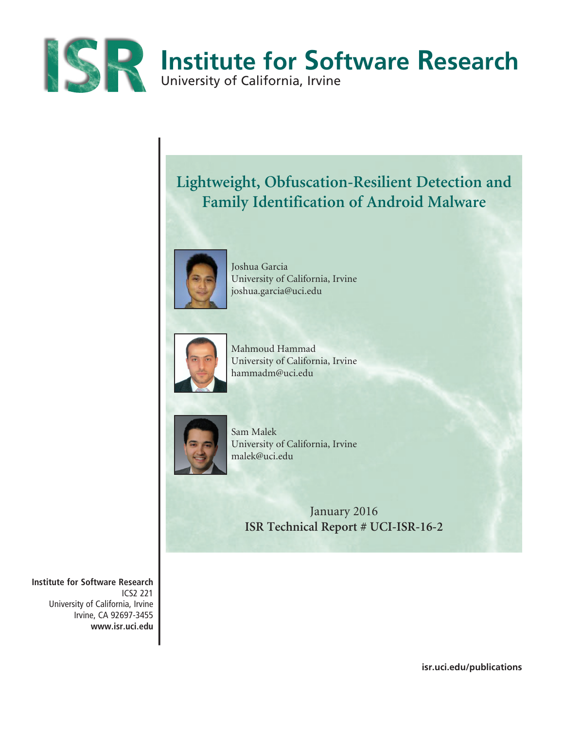# Institute for Software Research

University of California, Irvine

## Lightweight, Obfuscation-Resilient Detection and Family Identification of Android Malware

Joshua Garcia
University of California, Irvine
joshua.garcia@uci.edu

Mahmoud Hammad
University of California, Irvine
hammadm@uci.edu

Sam Malek
University of California, Irvine
malek@uci.edu

January 2016

**ISR Technical Report # UCI-ISR-16-2**

**Institute for Software Research**
ICS2 221
University of California, Irvine
Irvine, CA 92697-3455
**www.isr.uci.edu**

**isr.uci.edu/publications**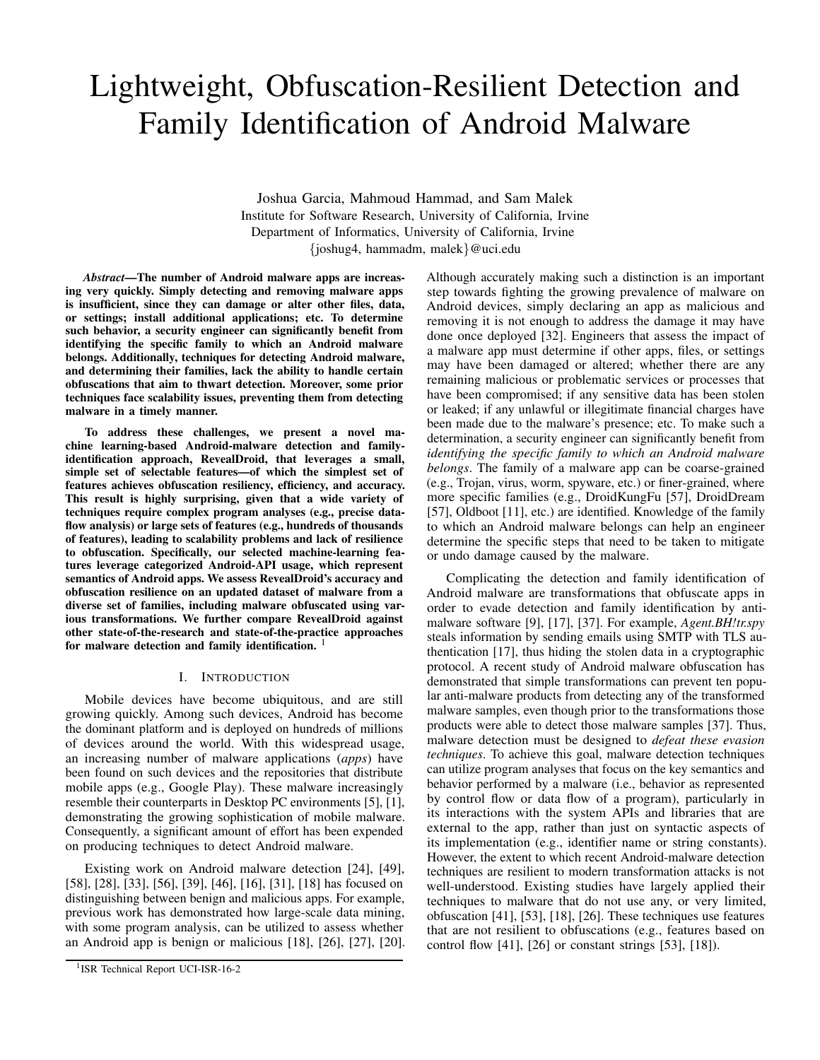# Lightweight, Obfuscation-Resilient Detection and Family Identification of Android Malware

Joshua Garcia, Mahmoud Hammad, and Sam Malek
Institute for Software Research, University of California, Irvine
Department of Informatics, University of California, Irvine
{joshug4, hammadm, malek}@uci.edu

***Abstract*—The number of Android malware apps are increasing very quickly. Simply detecting and removing malware apps is insufficient, since they can damage or alter other files, data, or settings; install additional applications; etc. To determine such behavior, a security engineer can significantly benefit from identifying the specific family to which an Android malware belongs. Additionally, techniques for detecting Android malware, and determining their families, lack the ability to handle certain obfuscations that aim to thwart detection. Moreover, some prior techniques face scalability issues, preventing them from detecting malware in a timely manner.**

**To address these challenges, we present a novel machine learning-based Android-malware detection and family-identification approach, RevealDroid, that leverages a small, simple set of selectable features—of which the simplest set of features achieves obfuscation resiliency, efficiency, and accuracy. This result is highly surprising, given that a wide variety of techniques require complex program analyses (e.g., precise data-flow analysis) or large sets of features (e.g., hundreds of thousands of features), leading to scalability problems and lack of resilience to obfuscation. Specifically, our selected machine-learning features leverage categorized Android-API usage, which represent semantics of Android apps. We assess RevealDroid's accuracy and obfuscation resilience on an updated dataset of malware from a diverse set of families, including malware obfuscated using various transformations. We further compare RevealDroid against other state-of-the-research and state-of-the-practice approaches for malware detection and family identification.** [1]

## I. Introduction

Mobile devices have become ubiquitous, and are still growing quickly. Among such devices, Android has become the dominant platform and is deployed on hundreds of millions of devices around the world. With this widespread usage, an increasing number of malware applications (*apps*) have been found on such devices and the repositories that distribute mobile apps (e.g., Google Play). These malware increasingly resemble their counterparts in Desktop PC environments [5], [1], demonstrating the growing sophistication of mobile malware. Consequently, a significant amount of effort has been expended on producing techniques to detect Android malware.

Existing work on Android malware detection [24], [49], [58], [28], [33], [56], [39], [46], [16], [31], [18] has focused on distinguishing between benign and malicious apps. For example, previous work has demonstrated how large-scale data mining, with some program analysis, can be utilized to assess whether an Android app is benign or malicious [18], [26], [27], [20]. Although accurately making such a distinction is an important step towards fighting the growing prevalence of malware on Android devices, simply declaring an app as malicious and removing it is not enough to address the damage it may have done once deployed [32]. Engineers that assess the impact of a malware app must determine if other apps, files, or settings may have been damaged or altered; whether there are any remaining malicious or problematic services or processes that have been compromised; if any sensitive data has been stolen or leaked; if any unlawful or illegitimate financial charges have been made due to the malware's presence; etc. To make such a determination, a security engineer can significantly benefit from *identifying the specific family to which an Android malware belongs*. The family of a malware app can be coarse-grained (e.g., Trojan, virus, worm, spyware, etc.) or finer-grained, where more specific families (e.g., DroidKungFu [57], DroidDream [57], Oldboot [11], etc.) are identified. Knowledge of the family to which an Android malware belongs can help an engineer determine the specific steps that need to be taken to mitigate or undo damage caused by the malware.

Complicating the detection and family identification of Android malware are transformations that obfuscate apps in order to evade detection and family identification by anti-malware software [9], [17], [37]. For example, *Agent.BH!tr.spy* steals information by sending emails using SMTP with TLS authentication [17], thus hiding the stolen data in a cryptographic protocol. A recent study of Android malware obfuscation has demonstrated that simple transformations can prevent ten popular anti-malware products from detecting any of the transformed malware samples, even though prior to the transformations those products were able to detect those malware samples [37]. Thus, malware detection must be designed to *defeat these evasion techniques*. To achieve this goal, malware detection techniques can utilize program analyses that focus on the key semantics and behavior performed by a malware (i.e., behavior as represented by control flow or data flow of a program), particularly in its interactions with the system APIs and libraries that are external to the app, rather than just on syntactic aspects of its implementation (e.g., identifier name or string constants). However, the extent to which recent Android-malware detection techniques are resilient to modern transformation attacks is not well-understood. Existing studies have largely applied their techniques to malware that do not use any, or very limited, obfuscation [41], [53], [18], [26]. These techniques use features that are not resilient to obfuscations (e.g., features based on control flow [41], [26] or constant strings [53], [18]).

[1] ISR Technical Report UCI-ISR-16-2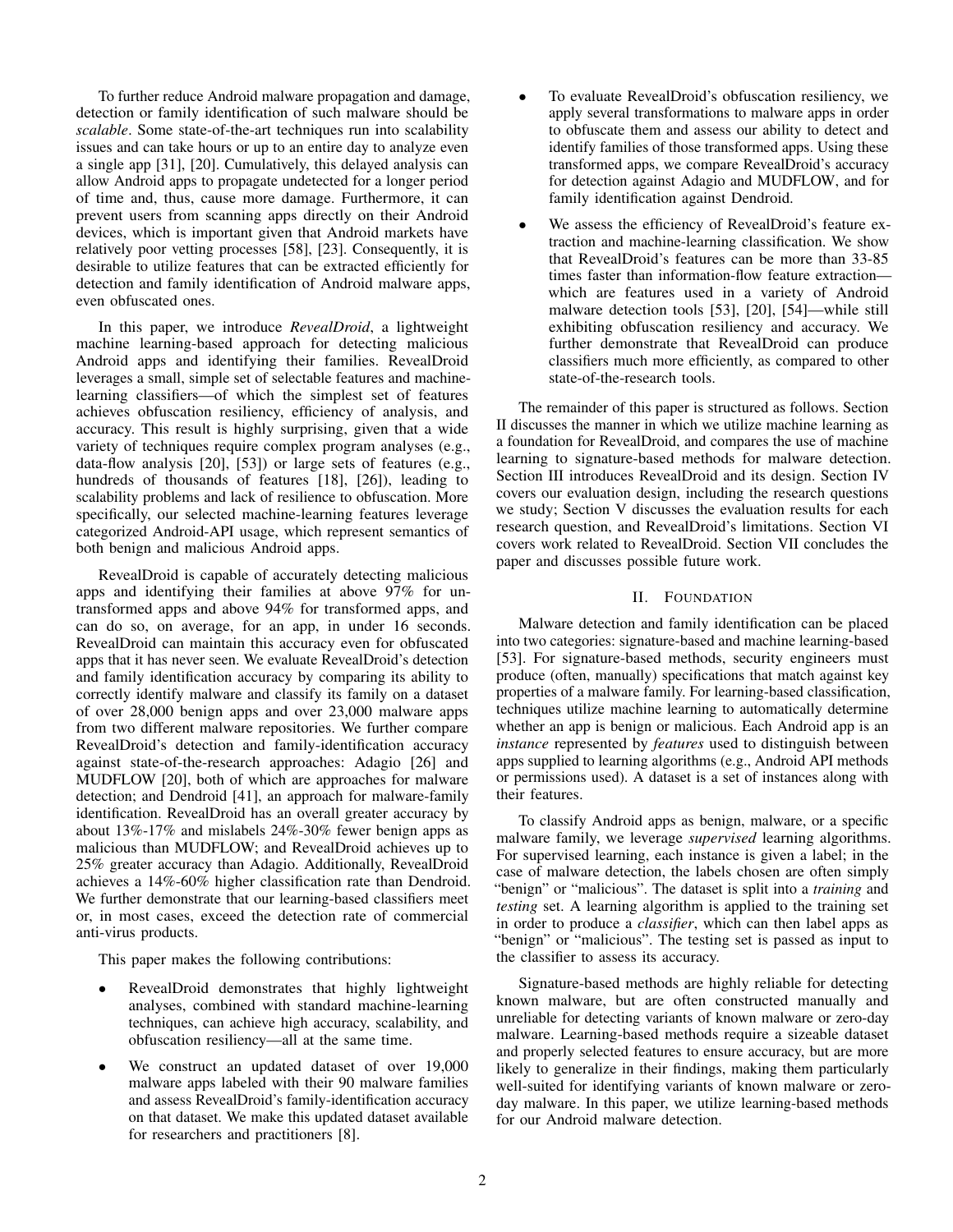To further reduce Android malware propagation and damage, detection or family identification of such malware should be *scalable*. Some state-of-the-art techniques run into scalability issues and can take hours or up to an entire day to analyze even a single app [31], [20]. Cumulatively, this delayed analysis can allow Android apps to propagate undetected for a longer period of time and, thus, cause more damage. Furthermore, it can prevent users from scanning apps directly on their Android devices, which is important given that Android markets have relatively poor vetting processes [58], [23]. Consequently, it is desirable to utilize features that can be extracted efficiently for detection and family identification of Android malware apps, even obfuscated ones.

In this paper, we introduce *RevealDroid*, a lightweight machine learning-based approach for detecting malicious Android apps and identifying their families. RevealDroid leverages a small, simple set of selectable features and machine-learning classifiers—of which the simplest set of features achieves obfuscation resiliency, efficiency of analysis, and accuracy. This result is highly surprising, given that a wide variety of techniques require complex program analyses (e.g., data-flow analysis [20], [53]) or large sets of features (e.g., hundreds of thousands of features [18], [26]), leading to scalability problems and lack of resilience to obfuscation. More specifically, our selected machine-learning features leverage categorized Android-API usage, which represent semantics of both benign and malicious Android apps.

RevealDroid is capable of accurately detecting malicious apps and identifying their families at above 97% for un-transformed apps and above 94% for transformed apps, and can do so, on average, for an app, in under 16 seconds. RevealDroid can maintain this accuracy even for obfuscated apps that it has never seen. We evaluate RevealDroid's detection and family identification accuracy by comparing its ability to correctly identify malware and classify its family on a dataset of over 28,000 benign apps and over 23,000 malware apps from two different malware repositories. We further compare RevealDroid's detection and family-identification accuracy against state-of-the-research approaches: Adagio [26] and MUDFLOW [20], both of which are approaches for malware detection; and Dendroid [41], an approach for malware-family identification. RevealDroid has an overall greater accuracy by about 13%-17% and mislabels 24%-30% fewer benign apps as malicious than MUDFLOW; and RevealDroid achieves up to 25% greater accuracy than Adagio. Additionally, RevealDroid achieves a 14%-60% higher classification rate than Dendroid. We further demonstrate that our learning-based classifiers meet or, in most cases, exceed the detection rate of commercial anti-virus products.

This paper makes the following contributions:

- RevealDroid demonstrates that highly lightweight analyses, combined with standard machine-learning techniques, can achieve high accuracy, scalability, and obfuscation resiliency—all at the same time.
- We construct an updated dataset of over 19,000 malware apps labeled with their 90 malware families and assess RevealDroid's family-identification accuracy on that dataset. We make this updated dataset available for researchers and practitioners [8].
- To evaluate RevealDroid's obfuscation resiliency, we apply several transformations to malware apps in order to obfuscate them and assess our ability to detect and identify families of those transformed apps. Using these transformed apps, we compare RevealDroid's accuracy for detection against Adagio and MUDFLOW, and for family identification against Dendroid.
- We assess the efficiency of RevealDroid's feature extraction and machine-learning classification. We show that RevealDroid's features can be more than 33-85 times faster than information-flow feature extraction—which are features used in a variety of Android malware detection tools [53], [20], [54]—while still exhibiting obfuscation resiliency and accuracy. We further demonstrate that RevealDroid can produce classifiers much more efficiently, as compared to other state-of-the-research tools.

The remainder of this paper is structured as follows. Section II discusses the manner in which we utilize machine learning as a foundation for RevealDroid, and compares the use of machine learning to signature-based methods for malware detection. Section III introduces RevealDroid and its design. Section IV covers our evaluation design, including the research questions we study; Section V discusses the evaluation results for each research question, and RevealDroid's limitations. Section VI covers work related to RevealDroid. Section VII concludes the paper and discusses possible future work.

## II. Foundation

Malware detection and family identification can be placed into two categories: signature-based and machine learning-based [53]. For signature-based methods, security engineers must produce (often, manually) specifications that match against key properties of a malware family. For learning-based classification, techniques utilize machine learning to automatically determine whether an app is benign or malicious. Each Android app is an *instance* represented by *features* used to distinguish between apps supplied to learning algorithms (e.g., Android API methods or permissions used). A dataset is a set of instances along with their features.

To classify Android apps as benign, malware, or a specific malware family, we leverage *supervised* learning algorithms. For supervised learning, each instance is given a label; in the case of malware detection, the labels chosen are often simply "benign" or "malicious". The dataset is split into a *training* and *testing* set. A learning algorithm is applied to the training set in order to produce a *classifier*, which can then label apps as "benign" or "malicious". The testing set is passed as input to the classifier to assess its accuracy.

Signature-based methods are highly reliable for detecting known malware, but are often constructed manually and unreliable for detecting variants of known malware or zero-day malware. Learning-based methods require a sizeable dataset and properly selected features to ensure accuracy, but are more likely to generalize in their findings, making them particularly well-suited for identifying variants of known malware or zero-day malware. In this paper, we utilize learning-based methods for our Android malware detection.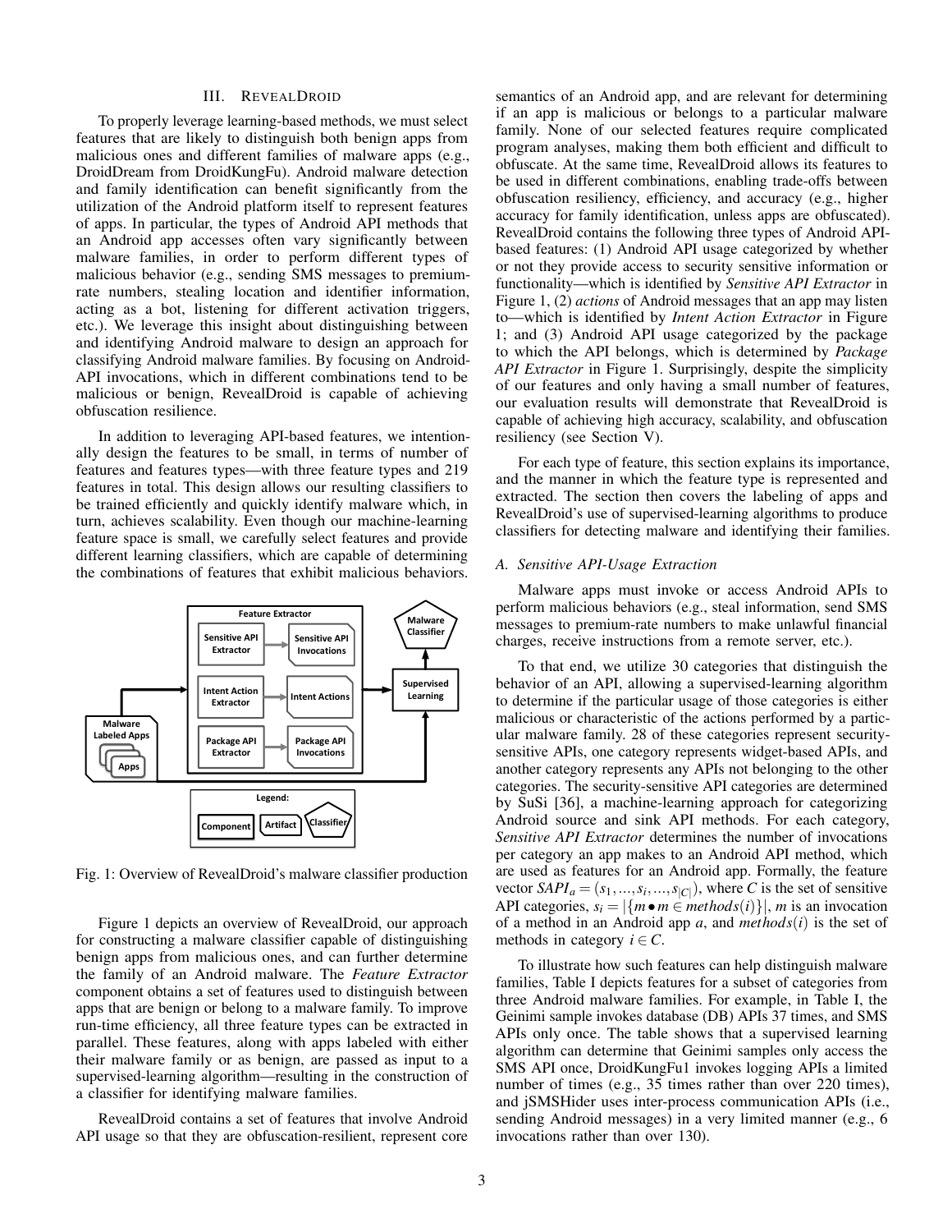## III. REVEALDROID

To properly leverage learning-based methods, we must select features that are likely to distinguish both benign apps from malicious ones and different families of malware apps (e.g., DroidDream from DroidKungFu). Android malware detection and family identification can benefit significantly from the utilization of the Android platform itself to represent features of apps. In particular, the types of Android API methods that an Android app accesses often vary significantly between malware families, in order to perform different types of malicious behavior (e.g., sending SMS messages to premium-rate numbers, stealing location and identifier information, acting as a bot, listening for different activation triggers, etc.). We leverage this insight about distinguishing between and identifying Android malware to design an approach for classifying Android malware families. By focusing on Android-API invocations, which in different combinations tend to be malicious or benign, RevealDroid is capable of achieving obfuscation resilience.

In addition to leveraging API-based features, we intentionally design the features to be small, in terms of number of features and features types—with three feature types and 219 features in total. This design allows our resulting classifiers to be trained efficiently and quickly identify malware which, in turn, achieves scalability. Even though our machine-learning feature space is small, we carefully select features and provide different learning classifiers, which are capable of determining the combinations of features that exhibit malicious behaviors.

Fig. 1: Overview of RevealDroid's malware classifier production

Figure 1 depicts an overview of RevealDroid, our approach for constructing a malware classifier capable of distinguishing benign apps from malicious ones, and can further determine the family of an Android malware. The *Feature Extractor* component obtains a set of features used to distinguish between apps that are benign or belong to a malware family. To improve run-time efficiency, all three feature types can be extracted in parallel. These features, along with apps labeled with either their malware family or as benign, are passed as input to a supervised-learning algorithm—resulting in the construction of a classifier for identifying malware families.

RevealDroid contains a set of features that involve Android API usage so that they are obfuscation-resilient, represent core semantics of an Android app, and are relevant for determining if an app is malicious or belongs to a particular malware family. None of our selected features require complicated program analyses, making them both efficient and difficult to obfuscate. At the same time, RevealDroid allows its features to be used in different combinations, enabling trade-offs between obfuscation resiliency, efficiency, and accuracy (e.g., higher accuracy for family identification, unless apps are obfuscated). RevealDroid contains the following three types of Android API-based features: (1) Android API usage categorized by whether or not they provide access to security sensitive information or functionality—which is identified by *Sensitive API Extractor* in Figure 1, (2) *actions* of Android messages that an app may listen to—which is identified by *Intent Action Extractor* in Figure 1; and (3) Android API usage categorized by the package to which the API belongs, which is determined by *Package API Extractor* in Figure 1. Surprisingly, despite the simplicity of our features and only having a small number of features, our evaluation results will demonstrate that RevealDroid is capable of achieving high accuracy, scalability, and obfuscation resiliency (see Section V).

For each type of feature, this section explains its importance, and the manner in which the feature type is represented and extracted. The section then covers the labeling of apps and RevealDroid's use of supervised-learning algorithms to produce classifiers for detecting malware and identifying their families.

### A. Sensitive API-Usage Extraction

Malware apps must invoke or access Android APIs to perform malicious behaviors (e.g., steal information, send SMS messages to premium-rate numbers to make unlawful financial charges, receive instructions from a remote server, etc.).

To that end, we utilize 30 categories that distinguish the behavior of an API, allowing a supervised-learning algorithm to determine if the particular usage of those categories is either malicious or characteristic of the actions performed by a particular malware family. 28 of these categories represent security-sensitive APIs, one category represents widget-based APIs, and another category represents any APIs not belonging to the other categories. The security-sensitive API categories are determined by SuSi [36], a machine-learning approach for categorizing Android source and sink API methods. For each category, *Sensitive API Extractor* determines the number of invocations per category an app makes to an Android API method, which are used as features for an Android app. Formally, the feature vector $SAPI_a = (s_1, ..., s_i, ..., s_{|C|})$, where $C$ is the set of sensitive API categories, $s_i = |\{m \bullet m \in methods(i)\}|$, $m$ is an invocation of a method in an Android app $a$, and $methods(i)$ is the set of methods in category $i \in C$.

To illustrate how such features can help distinguish malware families, Table I depicts features for a subset of categories from three Android malware families. For example, in Table I, the Geinimi sample invokes database (DB) APIs 37 times, and SMS APIs only once. The table shows that a supervised learning algorithm can determine that Geinimi samples only access the SMS API once, DroidKungFu1 invokes logging APIs a limited number of times (e.g., 35 times rather than over 220 times), and jSMSHider uses inter-process communication APIs (i.e., sending Android messages) in a very limited manner (e.g., 6 invocations rather than over 130).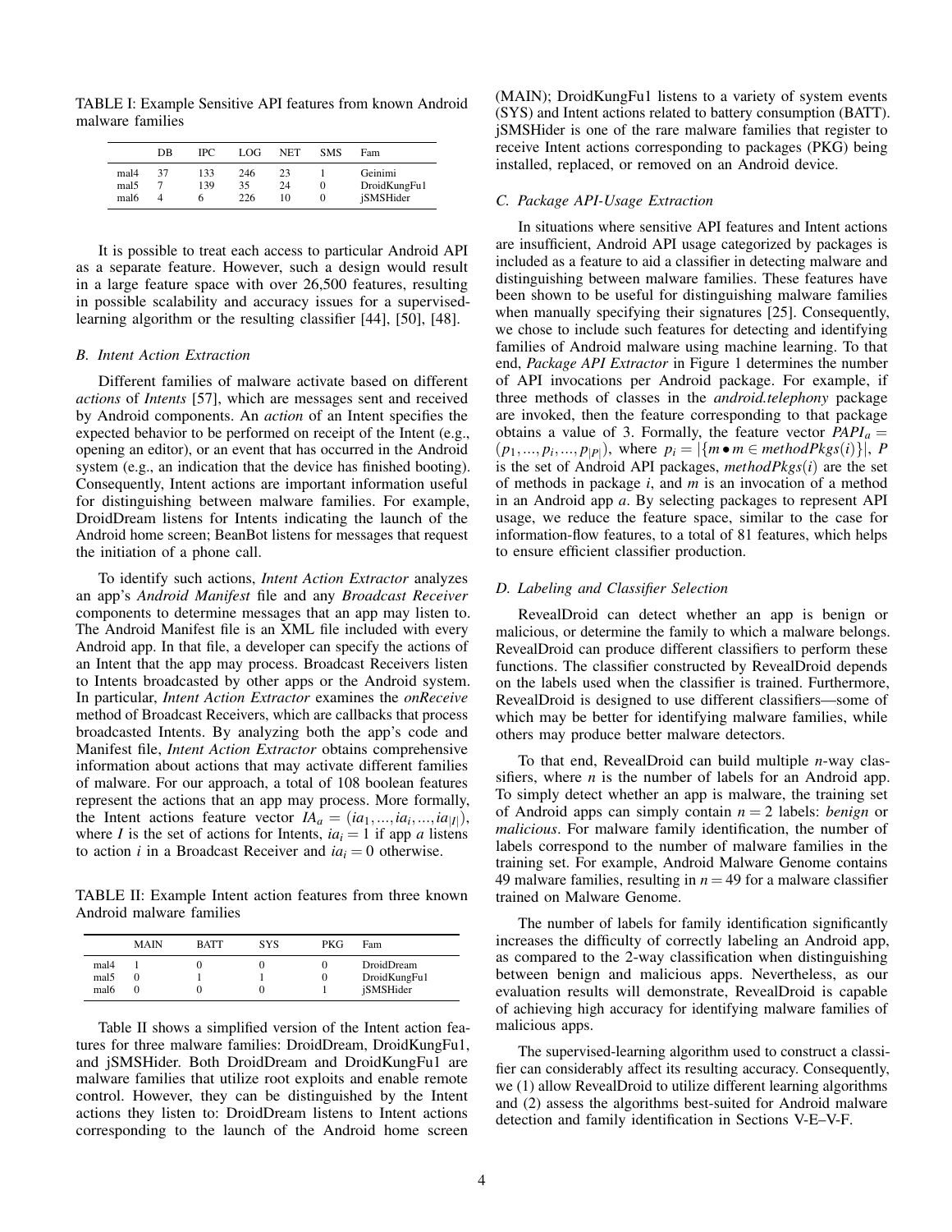TABLE I: Example Sensitive API features from known Android malware families

| | DB | IPC | LOG | NET | SMS | Fam |
|---|---|---|---|---|---|---|
| mal4 | 37 | 133 | 246 | 23 | 1 | Geinimi |
| mal5 | 7 | 139 | 35 | 24 | 0 | DroidKungFu1 |
| mal6 | 4 | 6 | 226 | 10 | 0 | jSMSHider |

It is possible to treat each access to particular Android API as a separate feature. However, such a design would result in a large feature space with over 26,500 features, resulting in possible scalability and accuracy issues for a supervised-learning algorithm or the resulting classifier [44], [50], [48].

### B. Intent Action Extraction

Different families of malware activate based on different *actions* of *Intents* [57], which are messages sent and received by Android components. An *action* of an Intent specifies the expected behavior to be performed on receipt of the Intent (e.g., opening an editor), or an event that has occurred in the Android system (e.g., an indication that the device has finished booting). Consequently, Intent actions are important information useful for distinguishing between malware families. For example, DroidDream listens for Intents indicating the launch of the Android home screen; BeanBot listens for messages that request the initiation of a phone call.

To identify such actions, *Intent Action Extractor* analyzes an app's *Android Manifest* file and any *Broadcast Receiver* components to determine messages that an app may listen to. The Android Manifest file is an XML file included with every Android app. In that file, a developer can specify the actions of an Intent that the app may process. Broadcast Receivers listen to Intents broadcasted by other apps or the Android system. In particular, *Intent Action Extractor* examines the *onReceive* method of Broadcast Receivers, which are callbacks that process broadcasted Intents. By analyzing both the app's code and Manifest file, *Intent Action Extractor* obtains comprehensive information about actions that may activate different families of malware. For our approach, a total of 108 boolean features represent the actions that an app may process. More formally, the Intent actions feature vector $IA_a = (ia_1, ..., ia_i, ..., ia_{|I|})$, where $I$ is the set of actions for Intents, $ia_i = 1$ if app $a$ listens to action $i$ in a Broadcast Receiver and $ia_i = 0$ otherwise.

TABLE II: Example Intent action features from three known Android malware families

| | MAIN | BATT | SYS | PKG | Fam |
|---|---|---|---|---|---|
| mal4 | 1 | 0 | 0 | 0 | DroidDream |
| mal5 | 0 | 1 | 1 | 0 | DroidKungFu1 |
| mal6 | 0 | 0 | 0 | 1 | jSMSHider |

Table II shows a simplified version of the Intent action features for three malware families: DroidDream, DroidKungFu1, and jSMSHider. Both DroidDream and DroidKungFu1 are malware families that utilize root exploits and enable remote control. However, they can be distinguished by the Intent actions they listen to: DroidDream listens to Intent actions corresponding to the launch of the Android home screen (MAIN); DroidKungFu1 listens to a variety of system events (SYS) and Intent actions related to battery consumption (BATT). jSMSHider is one of the rare malware families that register to receive Intent actions corresponding to packages (PKG) being installed, replaced, or removed on an Android device.

### C. Package API-Usage Extraction

In situations where sensitive API features and Intent actions are insufficient, Android API usage categorized by packages is included as a feature to aid a classifier in detecting malware and distinguishing between malware families. These features have been shown to be useful for distinguishing malware families when manually specifying their signatures [25]. Consequently, we chose to include such features for detecting and identifying families of Android malware using machine learning. To that end, *Package API Extractor* in Figure 1 determines the number of API invocations per Android package. For example, if three methods of classes in the *android.telephony* package are invoked, then the feature corresponding to that package obtains a value of 3. Formally, the feature vector $PAPI_a = (p_1, ..., p_i, ..., p_{|P|})$, where $p_i = |\{m \bullet m \in methodPkgs(i)\}|$, $P$ is the set of Android API packages, $methodPkgs(i)$ are the set of methods in package $i$, and $m$ is an invocation of a method in an Android app $a$. By selecting packages to represent API usage, we reduce the feature space, similar to the case for information-flow features, to a total of 81 features, which helps to ensure efficient classifier production.

### D. Labeling and Classifier Selection

RevealDroid can detect whether an app is benign or malicious, or determine the family to which a malware belongs. RevealDroid can produce different classifiers to perform these functions. The classifier constructed by RevealDroid depends on the labels used when the classifier is trained. Furthermore, RevealDroid is designed to use different classifiers—some of which may be better for identifying malware families, while others may produce better malware detectors.

To that end, RevealDroid can build multiple $n$-way classifiers, where $n$ is the number of labels for an Android app. To simply detect whether an app is malware, the training set of Android apps can simply contain $n = 2$ labels: *benign* or *malicious*. For malware family identification, the number of labels correspond to the number of malware families in the training set. For example, Android Malware Genome contains 49 malware families, resulting in $n = 49$ for a malware classifier trained on Malware Genome.

The number of labels for family identification significantly increases the difficulty of correctly labeling an Android app, as compared to the 2-way classification when distinguishing between benign and malicious apps. Nevertheless, as our evaluation results will demonstrate, RevealDroid is capable of achieving high accuracy for identifying malware families of malicious apps.

The supervised-learning algorithm used to construct a classifier can considerably affect its resulting accuracy. Consequently, we (1) allow RevealDroid to utilize different learning algorithms and (2) assess the algorithms best-suited for Android malware detection and family identification in Sections V-E–V-F.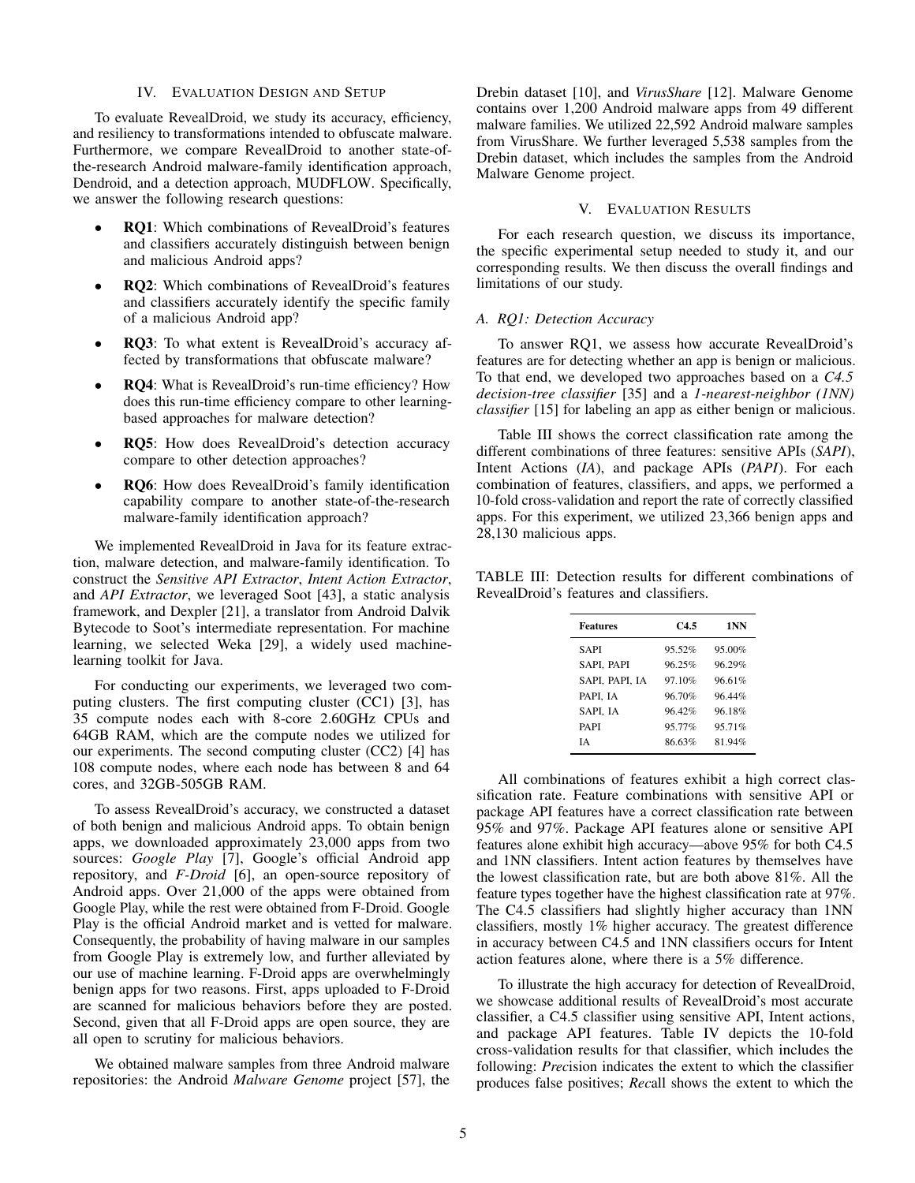## IV. Evaluation Design and Setup

To evaluate RevealDroid, we study its accuracy, efficiency, and resiliency to transformations intended to obfuscate malware. Furthermore, we compare RevealDroid to another state-of-the-research Android malware-family identification approach, Dendroid, and a detection approach, MUDFLOW. Specifically, we answer the following research questions:

- **RQ1**: Which combinations of RevealDroid's features and classifiers accurately distinguish between benign and malicious Android apps?
- **RQ2**: Which combinations of RevealDroid's features and classifiers accurately identify the specific family of a malicious Android app?
- **RQ3**: To what extent is RevealDroid's accuracy affected by transformations that obfuscate malware?
- **RQ4**: What is RevealDroid's run-time efficiency? How does this run-time efficiency compare to other learning-based approaches for malware detection?
- **RQ5**: How does RevealDroid's detection accuracy compare to other detection approaches?
- **RQ6**: How does RevealDroid's family identification capability compare to another state-of-the-research malware-family identification approach?

We implemented RevealDroid in Java for its feature extraction, malware detection, and malware-family identification. To construct the *Sensitive API Extractor*, *Intent Action Extractor*, and *API Extractor*, we leveraged Soot [43], a static analysis framework, and Dexpler [21], a translator from Android Dalvik Bytecode to Soot's intermediate representation. For machine learning, we selected Weka [29], a widely used machine-learning toolkit for Java.

For conducting our experiments, we leveraged two computing clusters. The first computing cluster (CC1) [3], has 35 compute nodes each with 8-core 2.60GHz CPUs and 64GB RAM, which are the compute nodes we utilized for our experiments. The second computing cluster (CC2) [4] has 108 compute nodes, where each node has between 8 and 64 cores, and 32GB-505GB RAM.

To assess RevealDroid's accuracy, we constructed a dataset of both benign and malicious Android apps. To obtain benign apps, we downloaded approximately 23,000 apps from two sources: *Google Play* [7], Google's official Android app repository, and *F-Droid* [6], an open-source repository of Android apps. Over 21,000 of the apps were obtained from Google Play, while the rest were obtained from F-Droid. Google Play is the official Android market and is vetted for malware. Consequently, the probability of having malware in our samples from Google Play is extremely low, and further alleviated by our use of machine learning. F-Droid apps are overwhelmingly benign apps for two reasons. First, apps uploaded to F-Droid are scanned for malicious behaviors before they are posted. Second, given that all F-Droid apps are open source, they are all open to scrutiny for malicious behaviors.

We obtained malware samples from three Android malware repositories: the Android *Malware Genome* project [57], the Drebin dataset [10], and *VirusShare* [12]. Malware Genome contains over 1,200 Android malware apps from 49 different malware families. We utilized 22,592 Android malware samples from VirusShare. We further leveraged 5,538 samples from the Drebin dataset, which includes the samples from the Android Malware Genome project.

## V. Evaluation Results

For each research question, we discuss its importance, the specific experimental setup needed to study it, and our corresponding results. We then discuss the overall findings and limitations of our study.

### A. RQ1: Detection Accuracy

To answer RQ1, we assess how accurate RevealDroid's features are for detecting whether an app is benign or malicious. To that end, we developed two approaches based on a *C4.5 decision-tree classifier* [35] and a *1-nearest-neighbor (1NN) classifier* [15] for labeling an app as either benign or malicious.

Table III shows the correct classification rate among the different combinations of three features: sensitive APIs (*SAPI*), Intent Actions (*IA*), and package APIs (*PAPI*). For each combination of features, classifiers, and apps, we performed a 10-fold cross-validation and report the rate of correctly classified apps. For this experiment, we utilized 23,366 benign apps and 28,130 malicious apps.

TABLE III: Detection results for different combinations of RevealDroid's features and classifiers.

| Features | C4.5 | 1NN |
|---|---|---|
| SAPI | 95.52% | 95.00% |
| SAPI, PAPI | 96.25% | 96.29% |
| SAPI, PAPI, IA | 97.10% | 96.61% |
| PAPI, IA | 96.70% | 96.44% |
| SAPI, IA | 96.42% | 96.18% |
| PAPI | 95.77% | 95.71% |
| IA | 86.63% | 81.94% |

All combinations of features exhibit a high correct classification rate. Feature combinations with sensitive API or package API features have a correct classification rate between 95% and 97%. Package API features alone or sensitive API features alone exhibit high accuracy—above 95% for both C4.5 and 1NN classifiers. Intent action features by themselves have the lowest classification rate, but are both above 81%. All the feature types together have the highest classification rate at 97%. The C4.5 classifiers had slightly higher accuracy than 1NN classifiers, mostly 1% higher accuracy. The greatest difference in accuracy between C4.5 and 1NN classifiers occurs for Intent action features alone, where there is a 5% difference.

To illustrate the high accuracy for detection of RevealDroid, we showcase additional results of RevealDroid's most accurate classifier, a C4.5 classifier using sensitive API, Intent actions, and package API features. Table IV depicts the 10-fold cross-validation results for that classifier, which includes the following: *Prec*ision indicates the extent to which the classifier produces false positives; *Rec*all shows the extent to which the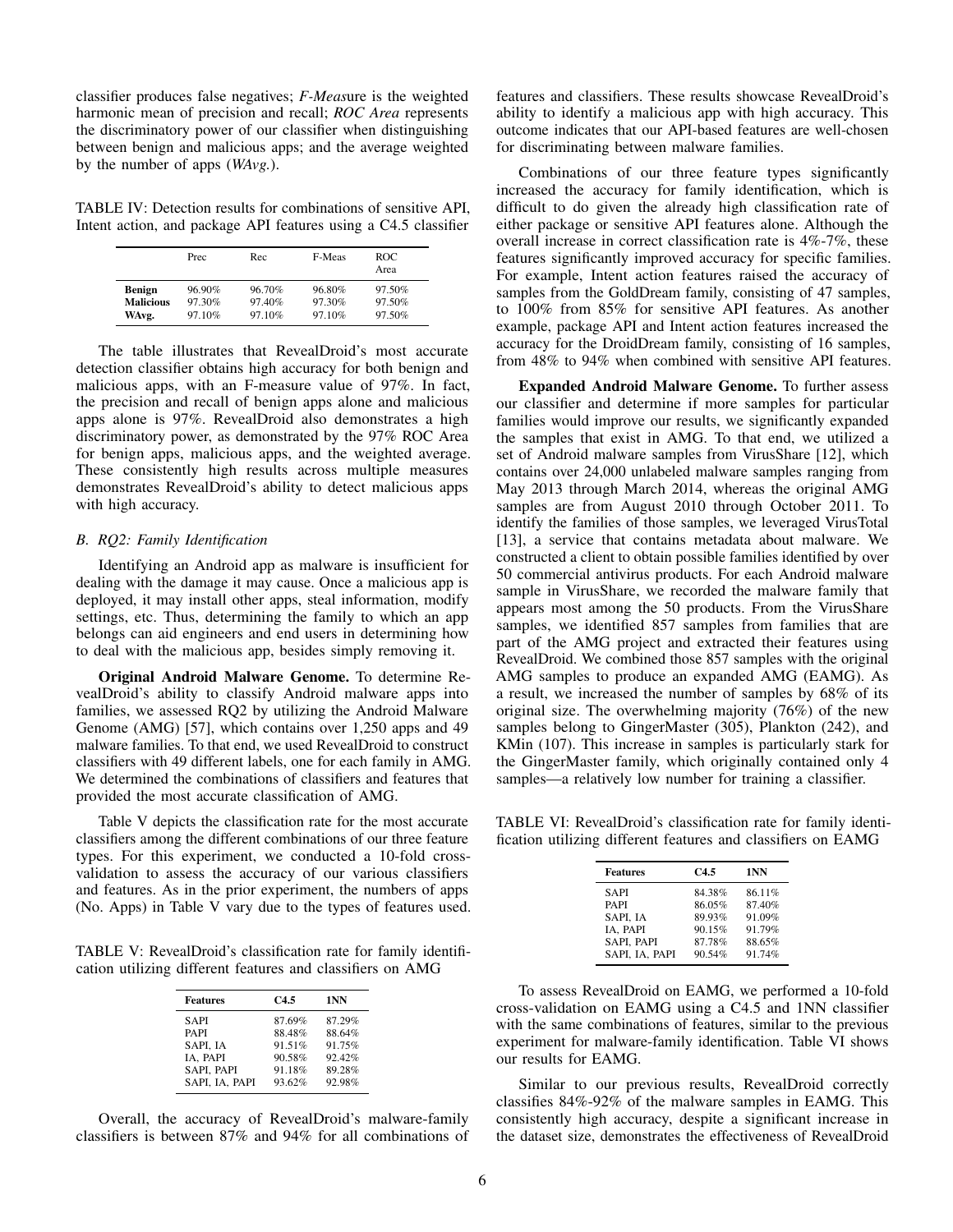classifier produces false negatives; *F-Meas*ure is the weighted harmonic mean of precision and recall; *ROC Area* represents the discriminatory power of our classifier when distinguishing between benign and malicious apps; and the average weighted by the number of apps (*WAvg.*).

TABLE IV: Detection results for combinations of sensitive API, Intent action, and package API features using a C4.5 classifier

| | Prec | Rec | F-Meas | ROC Area |
|---|---|---|---|---|
| **Benign** | 96.90% | 96.70% | 96.80% | 97.50% |
| **Malicious** | 97.30% | 97.40% | 97.30% | 97.50% |
| **WAvg.** | 97.10% | 97.10% | 97.10% | 97.50% |

The table illustrates that RevealDroid's most accurate detection classifier obtains high accuracy for both benign and malicious apps, with an F-measure value of 97%. In fact, the precision and recall of benign apps alone and malicious apps alone is 97%. RevealDroid also demonstrates a high discriminatory power, as demonstrated by the 97% ROC Area for benign apps, malicious apps, and the weighted average. These consistently high results across multiple measures demonstrates RevealDroid's ability to detect malicious apps with high accuracy.

### *B. RQ2: Family Identification*

Identifying an Android app as malware is insufficient for dealing with the damage it may cause. Once a malicious app is deployed, it may install other apps, steal information, modify settings, etc. Thus, determining the family to which an app belongs can aid engineers and end users in determining how to deal with the malicious app, besides simply removing it.

**Original Android Malware Genome.** To determine RevealDroid's ability to classify Android malware apps into families, we assessed RQ2 by utilizing the Android Malware Genome (AMG) [57], which contains over 1,250 apps and 49 malware families. To that end, we used RevealDroid to construct classifiers with 49 different labels, one for each family in AMG. We determined the combinations of classifiers and features that provided the most accurate classification of AMG.

Table V depicts the classification rate for the most accurate classifiers among the different combinations of our three feature types. For this experiment, we conducted a 10-fold cross-validation to assess the accuracy of our various classifiers and features. As in the prior experiment, the numbers of apps (No. Apps) in Table V vary due to the types of features used.

TABLE V: RevealDroid's classification rate for family identification utilizing different features and classifiers on AMG

| **Features** | **C4.5** | **1NN** |
|---|---|---|
| SAPI | 87.69% | 87.29% |
| PAPI | 88.48% | 88.64% |
| SAPI, IA | 91.51% | 91.75% |
| IA, PAPI | 90.58% | 92.42% |
| SAPI, PAPI | 91.18% | 89.28% |
| SAPI, IA, PAPI | 93.62% | 92.98% |

Overall, the accuracy of RevealDroid's malware-family classifiers is between 87% and 94% for all combinations of features and classifiers. These results showcase RevealDroid's ability to identify a malicious app with high accuracy. This outcome indicates that our API-based features are well-chosen for discriminating between malware families.

Combinations of our three feature types significantly increased the accuracy for family identification, which is difficult to do given the already high classification rate of either package or sensitive API features alone. Although the overall increase in correct classification rate is 4%-7%, these features significantly improved accuracy for specific families. For example, Intent action features raised the accuracy of samples from the GoldDream family, consisting of 47 samples, to 100% from 85% for sensitive API features. As another example, package API and Intent action features increased the accuracy for the DroidDream family, consisting of 16 samples, from 48% to 94% when combined with sensitive API features.

**Expanded Android Malware Genome.** To further assess our classifier and determine if more samples for particular families would improve our results, we significantly expanded the samples that exist in AMG. To that end, we utilized a set of Android malware samples from VirusShare [12], which contains over 24,000 unlabeled malware samples ranging from May 2013 through March 2014, whereas the original AMG samples are from August 2010 through October 2011. To identify the families of those samples, we leveraged VirusTotal [13], a service that contains metadata about malware. We constructed a client to obtain possible families identified by over 50 commercial antivirus products. For each Android malware sample in VirusShare, we recorded the malware family that appears most among the 50 products. From the VirusShare samples, we identified 857 samples from families that are part of the AMG project and extracted their features using RevealDroid. We combined those 857 samples with the original AMG samples to produce an expanded AMG (EAMG). As a result, we increased the number of samples by 68% of its original size. The overwhelming majority (76%) of the new samples belong to GingerMaster (305), Plankton (242), and KMin (107). This increase in samples is particularly stark for the GingerMaster family, which originally contained only 4 samples—a relatively low number for training a classifier.

TABLE VI: RevealDroid's classification rate for family identification utilizing different features and classifiers on EAMG

| **Features** | **C4.5** | **1NN** |
|---|---|---|
| SAPI | 84.38% | 86.11% |
| PAPI | 86.05% | 87.40% |
| SAPI, IA | 89.93% | 91.09% |
| IA, PAPI | 90.15% | 91.79% |
| SAPI, PAPI | 87.78% | 88.65% |
| SAPI, IA, PAPI | 90.54% | 91.74% |

To assess RevealDroid on EAMG, we performed a 10-fold cross-validation on EAMG using a C4.5 and 1NN classifier with the same combinations of features, similar to the previous experiment for malware-family identification. Table VI shows our results for EAMG.

Similar to our previous results, RevealDroid correctly classifies 84%-92% of the malware samples in EAMG. This consistently high accuracy, despite a significant increase in the dataset size, demonstrates the effectiveness of RevealDroid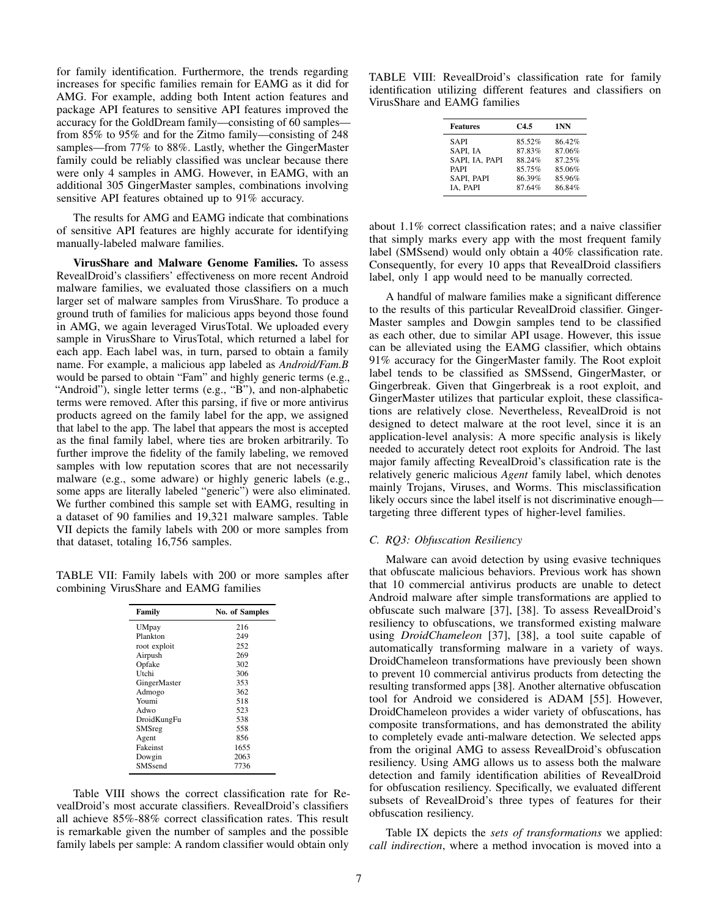for family identification. Furthermore, the trends regarding increases for specific families remain for EAMG as it did for AMG. For example, adding both Intent action features and package API features to sensitive API features improved the accuracy for the GoldDream family—consisting of 60 samples—from 85% to 95% and for the Zitmo family—consisting of 248 samples—from 77% to 88%. Lastly, whether the GingerMaster family could be reliably classified was unclear because there were only 4 samples in AMG. However, in EAMG, with an additional 305 GingerMaster samples, combinations involving sensitive API features obtained up to 91% accuracy.

The results for AMG and EAMG indicate that combinations of sensitive API features are highly accurate for identifying manually-labeled malware families.

**VirusShare and Malware Genome Families.** To assess RevealDroid's classifiers' effectiveness on more recent Android malware families, we evaluated those classifiers on a much larger set of malware samples from VirusShare. To produce a ground truth of families for malicious apps beyond those found in AMG, we again leveraged VirusTotal. We uploaded every sample in VirusShare to VirusTotal, which returned a label for each app. Each label was, in turn, parsed to obtain a family name. For example, a malicious app labeled as *Android/Fam.B* would be parsed to obtain "Fam" and highly generic terms (e.g., "Android"), single letter terms (e.g., "B"), and non-alphabetic terms were removed. After this parsing, if five or more antivirus products agreed on the family label for the app, we assigned that label to the app. The label that appears the most is accepted as the final family label, where ties are broken arbitrarily. To further improve the fidelity of the family labeling, we removed samples with low reputation scores that are not necessarily malware (e.g., some adware) or highly generic labels (e.g., some apps are literally labeled "generic") were also eliminated. We further combined this sample set with EAMG, resulting in a dataset of 90 families and 19,321 malware samples. Table VII depicts the family labels with 200 or more samples from that dataset, totaling 16,756 samples.

TABLE VII: Family labels with 200 or more samples after combining VirusShare and EAMG families

| Family | No. of Samples |
|---|---|
| UMpay | 216 |
| Plankton | 249 |
| root exploit | 252 |
| Airpush | 269 |
| Opfake | 302 |
| Utchi | 306 |
| GingerMaster | 353 |
| Admogo | 362 |
| Youmi | 518 |
| Adwo | 523 |
| DroidKungFu | 538 |
| SMSreg | 558 |
| Agent | 856 |
| Fakeinst | 1655 |
| Dowgin | 2063 |
| SMSsend | 7736 |

Table VIII shows the correct classification rate for RevealDroid's most accurate classifiers. RevealDroid's classifiers all achieve 85%-88% correct classification rates. This result is remarkable given the number of samples and the possible family labels per sample: A random classifier would obtain only about 1.1% correct classification rates; and a naive classifier that simply marks every app with the most frequent family label (SMSsend) would only obtain a 40% classification rate. Consequently, for every 10 apps that RevealDroid classifiers label, only 1 app would need to be manually corrected.

TABLE VIII: RevealDroid's classification rate for family identification utilizing different features and classifiers on VirusShare and EAMG families

| Features | C4.5 | 1NN |
|---|---|---|
| SAPI | 85.52% | 86.42% |
| SAPI, IA | 87.83% | 87.06% |
| SAPI, IA, PAPI | 88.24% | 87.25% |
| PAPI | 85.75% | 85.06% |
| SAPI, PAPI | 86.39% | 85.96% |
| IA, PAPI | 87.64% | 86.84% |

A handful of malware families make a significant difference to the results of this particular RevealDroid classifier. GingerMaster samples and Dowgin samples tend to be classified as each other, due to similar API usage. However, this issue can be alleviated using the EAMG classifier, which obtains 91% accuracy for the GingerMaster family. The Root exploit label tends to be classified as SMSsend, GingerMaster, or Gingerbreak. Given that Gingerbreak is a root exploit, and GingerMaster utilizes that particular exploit, these classifications are relatively close. Nevertheless, RevealDroid is not designed to detect malware at the root level, since it is an application-level analysis: A more specific analysis is likely needed to accurately detect root exploits for Android. The last major family affecting RevealDroid's classification rate is the relatively generic malicious *Agent* family label, which denotes mainly Trojans, Viruses, and Worms. This misclassification likely occurs since the label itself is not discriminative enough—targeting three different types of higher-level families.

### C. RQ3: Obfuscation Resiliency

Malware can avoid detection by using evasive techniques that obfuscate malicious behaviors. Previous work has shown that 10 commercial antivirus products are unable to detect Android malware after simple transformations are applied to obfuscate such malware [37], [38]. To assess RevealDroid's resiliency to obfuscations, we transformed existing malware using *DroidChameleon* [37], [38], a tool suite capable of automatically transforming malware in a variety of ways. DroidChameleon transformations have previously been shown to prevent 10 commercial antivirus products from detecting the resulting transformed apps [38]. Another alternative obfuscation tool for Android we considered is ADAM [55]. However, DroidChameleon provides a wider variety of obfuscations, has composite transformations, and has demonstrated the ability to completely evade anti-malware detection. We selected apps from the original AMG to assess RevealDroid's obfuscation resiliency. Using AMG allows us to assess both the malware detection and family identification abilities of RevealDroid for obfuscation resiliency. Specifically, we evaluated different subsets of RevealDroid's three types of features for their obfuscation resiliency.

Table IX depicts the *sets of transformations* we applied: *call indirection*, where a method invocation is moved into a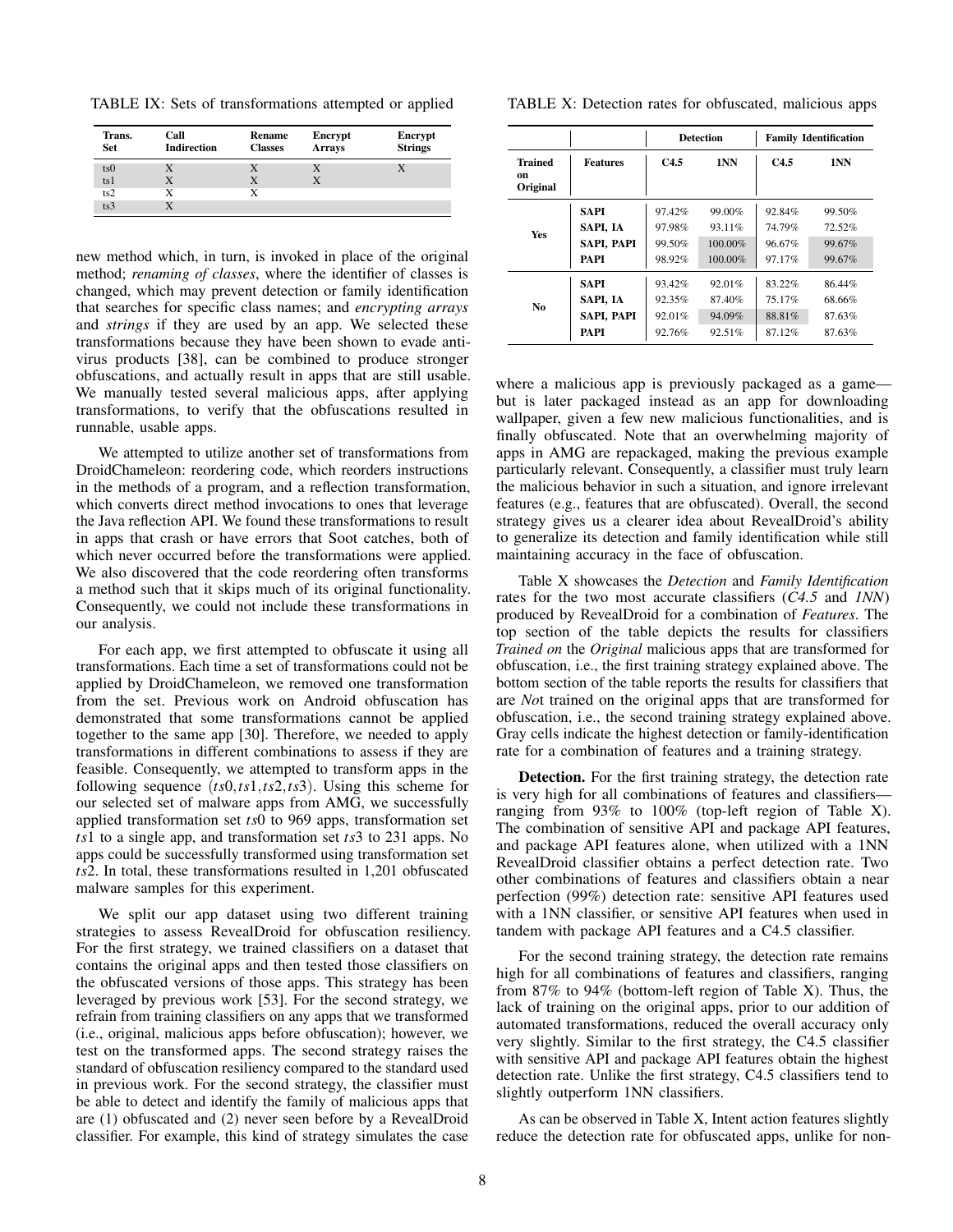TABLE IX: Sets of transformations attempted or applied

| Trans. Set | Call Indirection | Rename Classes | Encrypt Arrays | Encrypt Strings |
|---|---|---|---|---|
| ts0 | X | X | X | X |
| ts1 | X | X | X | |
| ts2 | X | X | | |
| ts3 | X | | | |

new method which, in turn, is invoked in place of the original method; *renaming of classes*, where the identifier of classes is changed, which may prevent detection or family identification that searches for specific class names; and *encrypting arrays* and *strings* if they are used by an app. We selected these transformations because they have been shown to evade anti-virus products [38], can be combined to produce stronger obfuscations, and actually result in apps that are still usable. We manually tested several malicious apps, after applying transformations, to verify that the obfuscations resulted in runnable, usable apps.

We attempted to utilize another set of transformations from DroidChameleon: reordering code, which reorders instructions in the methods of a program, and a reflection transformation, which converts direct method invocations to ones that leverage the Java reflection API. We found these transformations to result in apps that crash or have errors that Soot catches, both of which never occurred before the transformations were applied. We also discovered that the code reordering often transforms a method such that it skips much of its original functionality. Consequently, we could not include these transformations in our analysis.

For each app, we first attempted to obfuscate it using all transformations. Each time a set of transformations could not be applied by DroidChameleon, we removed one transformation from the set. Previous work on Android obfuscation has demonstrated that some transformations cannot be applied together to the same app [30]. Therefore, we needed to apply transformations in different combinations to assess if they are feasible. Consequently, we attempted to transform apps in the following sequence $(ts0, ts1, ts2, ts3)$. Using this scheme for our selected set of malware apps from AMG, we successfully applied transformation set $ts0$ to 969 apps, transformation set $ts1$ to a single app, and transformation set $ts3$ to 231 apps. No apps could be successfully transformed using transformation set $ts2$. In total, these transformations resulted in 1,201 obfuscated malware samples for this experiment.

We split our app dataset using two different training strategies to assess RevealDroid for obfuscation resiliency. For the first strategy, we trained classifiers on a dataset that contains the original apps and then tested those classifiers on the obfuscated versions of those apps. This strategy has been leveraged by previous work [53]. For the second strategy, we refrain from training classifiers on any apps that we transformed (i.e., original, malicious apps before obfuscation); however, we test on the transformed apps. The second strategy raises the standard of obfuscation resiliency compared to the standard used in previous work. For the second strategy, the classifier must be able to detect and identify the family of malicious apps that are (1) obfuscated and (2) never seen before by a RevealDroid classifier. For example, this kind of strategy simulates the case where a malicious app is previously packaged as a game—but is later packaged instead as an app for downloading wallpaper, given a few new malicious functionalities, and is finally obfuscated. Note that an overwhelming majority of apps in AMG are repackaged, making the previous example particularly relevant. Consequently, a classifier must truly learn the malicious behavior in such a situation, and ignore irrelevant features (e.g., features that are obfuscated). Overall, the second strategy gives us a clearer idea about RevealDroid's ability to generalize its detection and family identification while still maintaining accuracy in the face of obfuscation.

TABLE X: Detection rates for obfuscated, malicious apps

| | | Detection | | Family Identification | |
|---|---|---|---|---|---|
| Trained on Original | Features | C4.5 | 1NN | C4.5 | 1NN |
| Yes | SAPI | 97.42% | 99.00% | 92.84% | 99.50% |
| | SAPI, IA | 97.98% | 93.11% | 74.79% | 72.52% |
| | SAPI, PAPI | 99.50% | 100.00% | 96.67% | 99.67% |
| | PAPI | 98.92% | 100.00% | 97.17% | 99.67% |
| No | SAPI | 93.42% | 92.01% | 83.22% | 86.44% |
| | SAPI, IA | 92.35% | 87.40% | 75.17% | 68.66% |
| | SAPI, PAPI | 92.01% | 94.09% | 88.81% | 87.63% |
| | PAPI | 92.76% | 92.51% | 87.12% | 87.63% |

Table X showcases the *Detection* and *Family Identification* rates for the two most accurate classifiers (*C4.5* and *1NN*) produced by RevealDroid for a combination of *Features*. The top section of the table depicts the results for classifiers *Trained on* the *Original* malicious apps that are transformed for obfuscation, i.e., the first training strategy explained above. The bottom section of the table reports the results for classifiers that are *No*t trained on the original apps that are transformed for obfuscation, i.e., the second training strategy explained above. Gray cells indicate the highest detection or family-identification rate for a combination of features and a training strategy.

**Detection.** For the first training strategy, the detection rate is very high for all combinations of features and classifiers—ranging from 93% to 100% (top-left region of Table X). The combination of sensitive API and package API features, and package API features alone, when utilized with a 1NN RevealDroid classifier obtains a perfect detection rate. Two other combinations of features and classifiers obtain a near perfection (99%) detection rate: sensitive API features used with a 1NN classifier, or sensitive API features when used in tandem with package API features and a C4.5 classifier.

For the second training strategy, the detection rate remains high for all combinations of features and classifiers, ranging from 87% to 94% (bottom-left region of Table X). Thus, the lack of training on the original apps, prior to our addition of automated transformations, reduced the overall accuracy only very slightly. Similar to the first strategy, the C4.5 classifier with sensitive API and package API features obtain the highest detection rate. Unlike the first strategy, C4.5 classifiers tend to slightly outperform 1NN classifiers.

As can be observed in Table X, Intent action features slightly reduce the detection rate for obfuscated apps, unlike for non-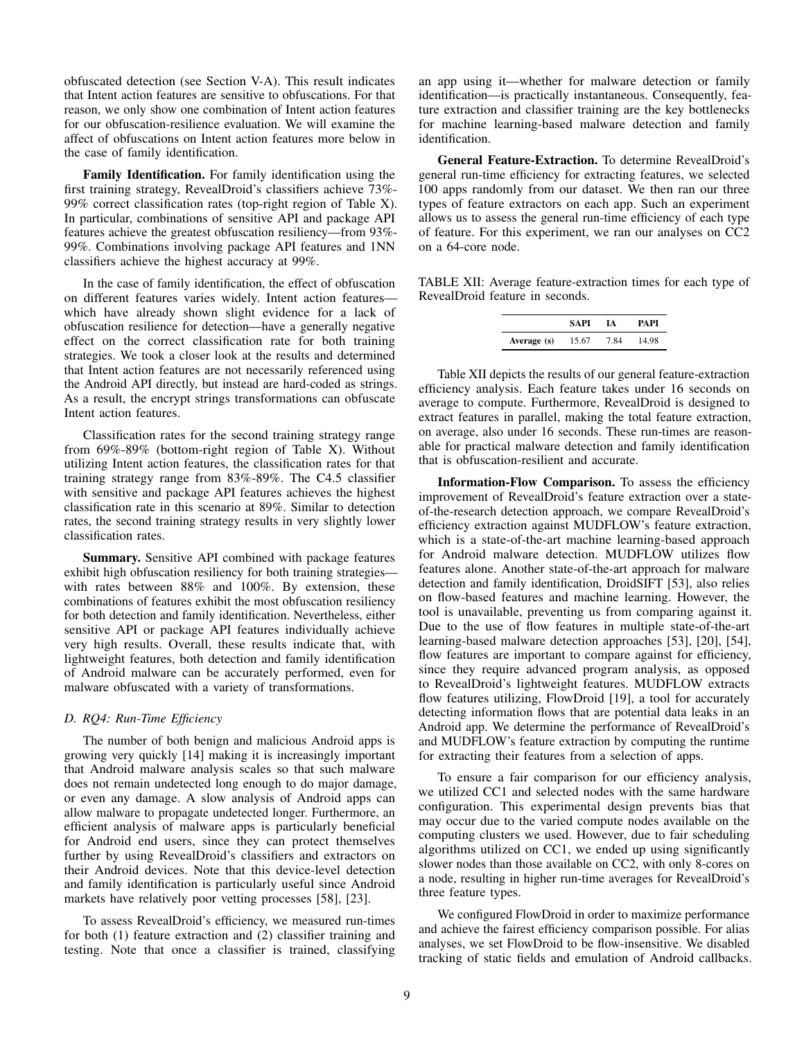obfuscated detection (see Section V-A). This result indicates that Intent action features are sensitive to obfuscations. For that reason, we only show one combination of Intent action features for our obfuscation-resilience evaluation. We will examine the affect of obfuscations on Intent action features more below in the case of family identification.

**Family Identification.** For family identification using the first training strategy, RevealDroid's classifiers achieve 73%-99% correct classification rates (top-right region of Table X). In particular, combinations of sensitive API and package API features achieve the greatest obfuscation resiliency—from 93%-99%. Combinations involving package API features and 1NN classifiers achieve the highest accuracy at 99%.

In the case of family identification, the effect of obfuscation on different features varies widely. Intent action features—which have already shown slight evidence for a lack of obfuscation resilience for detection—have a generally negative effect on the correct classification rate for both training strategies. We took a closer look at the results and determined that Intent action features are not necessarily referenced using the Android API directly, but instead are hard-coded as strings. As a result, the encrypt strings transformations can obfuscate Intent action features.

Classification rates for the second training strategy range from 69%-89% (bottom-right region of Table X). Without utilizing Intent action features, the classification rates for that training strategy range from 83%-89%. The C4.5 classifier with sensitive and package API features achieves the highest classification rate in this scenario at 89%. Similar to detection rates, the second training strategy results in very slightly lower classification rates.

**Summary.** Sensitive API combined with package features exhibit high obfuscation resiliency for both training strategies—with rates between 88% and 100%. By extension, these combinations of features exhibit the most obfuscation resiliency for both detection and family identification. Nevertheless, either sensitive API or package API features individually achieve very high results. Overall, these results indicate that, with lightweight features, both detection and family identification of Android malware can be accurately performed, even for malware obfuscated with a variety of transformations.

### *D. RQ4: Run-Time Efficiency*

The number of both benign and malicious Android apps is growing very quickly [14] making it is increasingly important that Android malware analysis scales so that such malware does not remain undetected long enough to do major damage, or even any damage. A slow analysis of Android apps can allow malware to propagate undetected longer. Furthermore, an efficient analysis of malware apps is particularly beneficial for Android end users, since they can protect themselves further by using RevealDroid's classifiers and extractors on their Android devices. Note that this device-level detection and family identification is particularly useful since Android markets have relatively poor vetting processes [58], [23].

To assess RevealDroid's efficiency, we measured run-times for both (1) feature extraction and (2) classifier training and testing. Note that once a classifier is trained, classifying an app using it—whether for malware detection or family identification—is practically instantaneous. Consequently, feature extraction and classifier training are the key bottlenecks for machine learning-based malware detection and family identification.

**General Feature-Extraction.** To determine RevealDroid's general run-time efficiency for extracting features, we selected 100 apps randomly from our dataset. We then ran our three types of feature extractors on each app. Such an experiment allows us to assess the general run-time efficiency of each type of feature. For this experiment, we ran our analyses on CC2 on a 64-core node.

TABLE XII: Average feature-extraction times for each type of RevealDroid feature in seconds.

| | SAPI | IA | PAPI |
|---|---|---|---|
| **Average (s)** | 15.67 | 7.84 | 14.98 |

Table XII depicts the results of our general feature-extraction efficiency analysis. Each feature takes under 16 seconds on average to compute. Furthermore, RevealDroid is designed to extract features in parallel, making the total feature extraction, on average, also under 16 seconds. These run-times are reasonable for practical malware detection and family identification that is obfuscation-resilient and accurate.

**Information-Flow Comparison.** To assess the efficiency improvement of RevealDroid's feature extraction over a state-of-the-research detection approach, we compare RevealDroid's efficiency extraction against MUDFLOW's feature extraction, which is a state-of-the-art machine learning-based approach for Android malware detection. MUDFLOW utilizes flow features alone. Another state-of-the-art approach for malware detection and family identification, DroidSIFT [53], also relies on flow-based features and machine learning. However, the tool is unavailable, preventing us from comparing against it. Due to the use of flow features in multiple state-of-the-art learning-based malware detection approaches [53], [20], [54], flow features are important to compare against for efficiency, since they require advanced program analysis, as opposed to RevealDroid's lightweight features. MUDFLOW extracts flow features utilizing, FlowDroid [19], a tool for accurately detecting information flows that are potential data leaks in an Android app. We determine the performance of RevealDroid's and MUDFLOW's feature extraction by computing the runtime for extracting their features from a selection of apps.

To ensure a fair comparison for our efficiency analysis, we utilized CC1 and selected nodes with the same hardware configuration. This experimental design prevents bias that may occur due to the varied compute nodes available on the computing clusters we used. However, due to fair scheduling algorithms utilized on CC1, we ended up using significantly slower nodes than those available on CC2, with only 8-cores on a node, resulting in higher run-time averages for RevealDroid's three feature types.

We configured FlowDroid in order to maximize performance and achieve the fairest efficiency comparison possible. For alias analyses, we set FlowDroid to be flow-insensitive. We disabled tracking of static fields and emulation of Android callbacks.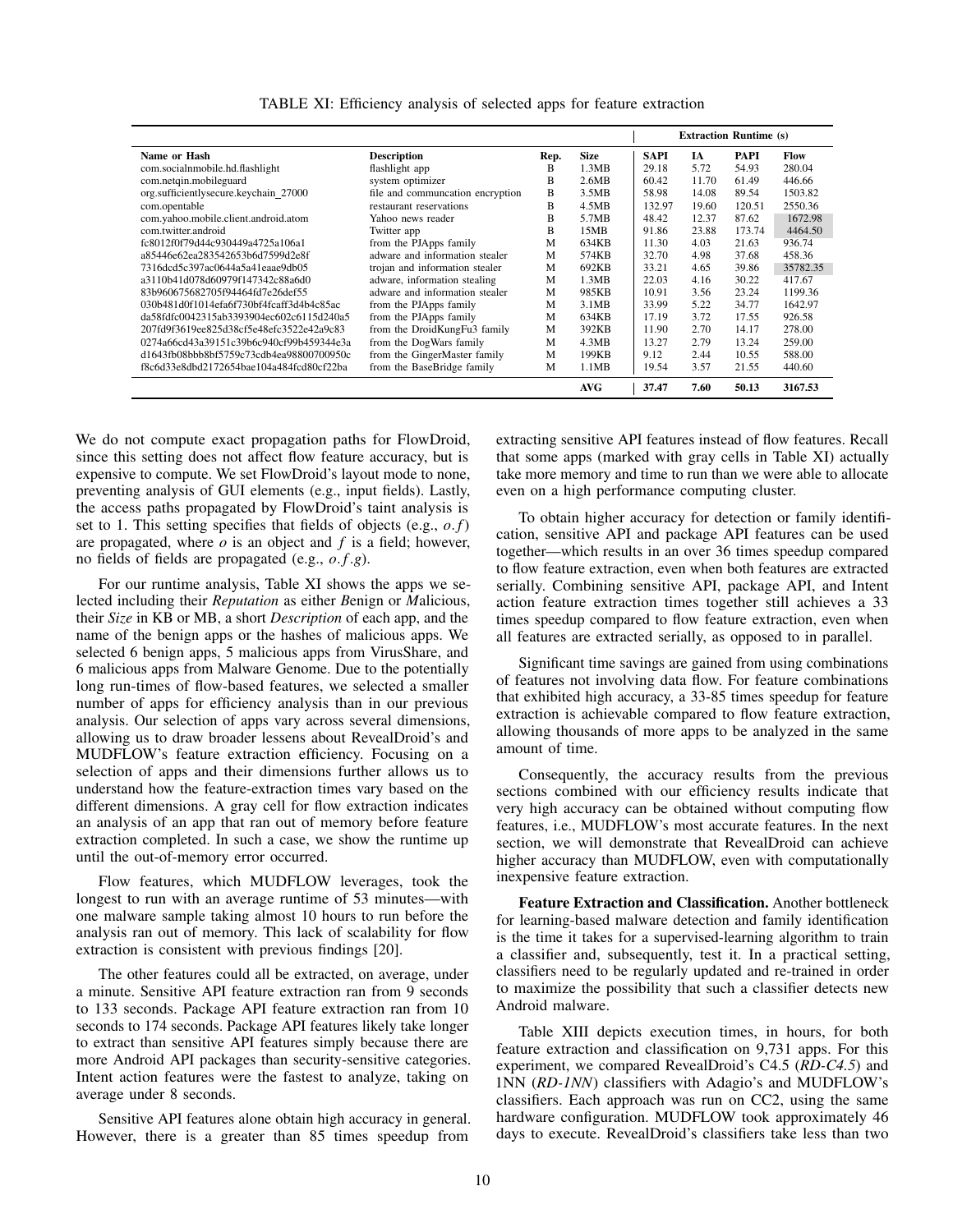TABLE XI: Efficiency analysis of selected apps for feature extraction

| | | | | Extraction Runtime (s) | | | |
|---|---|---|---|---|---|---|---|
| **Name or Hash** | **Description** | **Rep.** | **Size** | **SAPI** | **IA** | **PAPI** | **Flow** |
| com.socialnmobile.hd.flashlight | flashlight app | B | 1.3MB | 29.18 | 5.72 | 54.93 | 280.04 |
| com.netqin.mobileguard | system optimizer | B | 2.6MB | 60.42 | 11.70 | 61.49 | 446.66 |
| org.sufficientlysecure.keychain_27000 | file and communcation encryption | B | 3.5MB | 58.98 | 14.08 | 89.54 | 1503.82 |
| com.opentable | restaurant reservations | B | 4.5MB | 132.97 | 19.60 | 120.51 | 2550.36 |
| com.yahoo.mobile.client.android.atom | Yahoo news reader | B | 5.7MB | 48.42 | 12.37 | 87.62 | 1672.98 |
| com.twitter.android | Twitter app | B | 15MB | 91.86 | 23.88 | 173.74 | 4464.50 |
| fc8012f0f79d44c930449a4725a106a1 | from the PJApps family | M | 634KB | 11.30 | 4.03 | 21.63 | 936.74 |
| a85446e62ea283542653b6d7599d2e8f | adware and information stealer | M | 574KB | 32.70 | 4.98 | 37.68 | 458.36 |
| 7316dcd5c397ac0644a5a41eaae9db05 | trojan and information stealer | M | 692KB | 33.21 | 4.65 | 39.86 | 35782.35 |
| a3110b41d078d60979f147342c88a6d0 | adware, information stealing | M | 1.3MB | 22.03 | 4.16 | 30.22 | 417.67 |
| 83b960675682705f94464fd7e26def55 | adware and information stealer | M | 985KB | 10.91 | 3.56 | 23.24 | 1199.36 |
| 030b481d0f1014efa6f730bf4fcaff3d4b4c85ac | from the PJApps family | M | 3.1MB | 33.99 | 5.22 | 34.77 | 1642.97 |
| da58fdfc0042315ab3393904ec602c6115d240a5 | from the PJApps family | M | 634KB | 17.19 | 3.72 | 17.55 | 926.58 |
| 207fd9f3619ee825d38cf5e48efc3522e42a9c83 | from the DroidKungFu3 family | M | 392KB | 11.90 | 2.70 | 14.17 | 278.00 |
| 0274a66cd43a39151c39b6c940cf99b459344e3a | from the DogWars family | M | 4.3MB | 13.27 | 2.79 | 13.24 | 259.00 |
| d1643fb08bbb8bf5759c73cdb4ea98800700950c | from the GingerMaster family | M | 199KB | 9.12 | 2.44 | 10.55 | 588.00 |
| f8c6d33e8dbd2172654bae104a484fcd80cf22ba | from the BaseBridge family | M | 1.1MB | 19.54 | 3.57 | 21.55 | 440.60 |
| | | | **AVG** | **37.47** | **7.60** | **50.13** | **3167.53** |

We do not compute exact propagation paths for FlowDroid, since this setting does not affect flow feature accuracy, but is expensive to compute. We set FlowDroid's layout mode to none, preventing analysis of GUI elements (e.g., input fields). Lastly, the access paths propagated by FlowDroid's taint analysis is set to 1. This setting specifies that fields of objects (e.g., $o.f$) are propagated, where $o$ is an object and $f$ is a field; however, no fields of fields are propagated (e.g., $o.f.g$).

For our runtime analysis, Table XI shows the apps we selected including their *Reputation* as either *B*enign or *M*alicious, their *Size* in KB or MB, a short *Description* of each app, and the name of the benign apps or the hashes of malicious apps. We selected 6 benign apps, 5 malicious apps from VirusShare, and 6 malicious apps from Malware Genome. Due to the potentially long run-times of flow-based features, we selected a smaller number of apps for efficiency analysis than in our previous analysis. Our selection of apps vary across several dimensions, allowing us to draw broader lessens about RevealDroid's and MUDFLOW's feature extraction efficiency. Focusing on a selection of apps and their dimensions further allows us to understand how the feature-extraction times vary based on the different dimensions. A gray cell for flow extraction indicates an analysis of an app that ran out of memory before feature extraction completed. In such a case, we show the runtime up until the out-of-memory error occurred.

Flow features, which MUDFLOW leverages, took the longest to run with an average runtime of 53 minutes—with one malware sample taking almost 10 hours to run before the analysis ran out of memory. This lack of scalability for flow extraction is consistent with previous findings [20].

The other features could all be extracted, on average, under a minute. Sensitive API feature extraction ran from 9 seconds to 133 seconds. Package API feature extraction ran from 10 seconds to 174 seconds. Package API features likely take longer to extract than sensitive API features simply because there are more Android API packages than security-sensitive categories. Intent action features were the fastest to analyze, taking on average under 8 seconds.

Sensitive API features alone obtain high accuracy in general. However, there is a greater than 85 times speedup from extracting sensitive API features instead of flow features. Recall that some apps (marked with gray cells in Table XI) actually take more memory and time to run than we were able to allocate even on a high performance computing cluster.

To obtain higher accuracy for detection or family identification, sensitive API and package API features can be used together—which results in an over 36 times speedup compared to flow feature extraction, even when both features are extracted serially. Combining sensitive API, package API, and Intent action feature extraction times together still achieves a 33 times speedup compared to flow feature extraction, even when all features are extracted serially, as opposed to in parallel.

Significant time savings are gained from using combinations of features not involving data flow. For feature combinations that exhibited high accuracy, a 33-85 times speedup for feature extraction is achievable compared to flow feature extraction, allowing thousands of more apps to be analyzed in the same amount of time.

Consequently, the accuracy results from the previous sections combined with our efficiency results indicate that very high accuracy can be obtained without computing flow features, i.e., MUDFLOW's most accurate features. In the next section, we will demonstrate that RevealDroid can achieve higher accuracy than MUDFLOW, even with computationally inexpensive feature extraction.

**Feature Extraction and Classification.** Another bottleneck for learning-based malware detection and family identification is the time it takes for a supervised-learning algorithm to train a classifier and, subsequently, test it. In a practical setting, classifiers need to be regularly updated and re-trained in order to maximize the possibility that such a classifier detects new Android malware.

Table XIII depicts execution times, in hours, for both feature extraction and classification on 9,731 apps. For this experiment, we compared RevealDroid's C4.5 (*RD-C4.5*) and 1NN (*RD-1NN*) classifiers with Adagio's and MUDFLOW's classifiers. Each approach was run on CC2, using the same hardware configuration. MUDFLOW took approximately 46 days to execute. RevealDroid's classifiers take less than two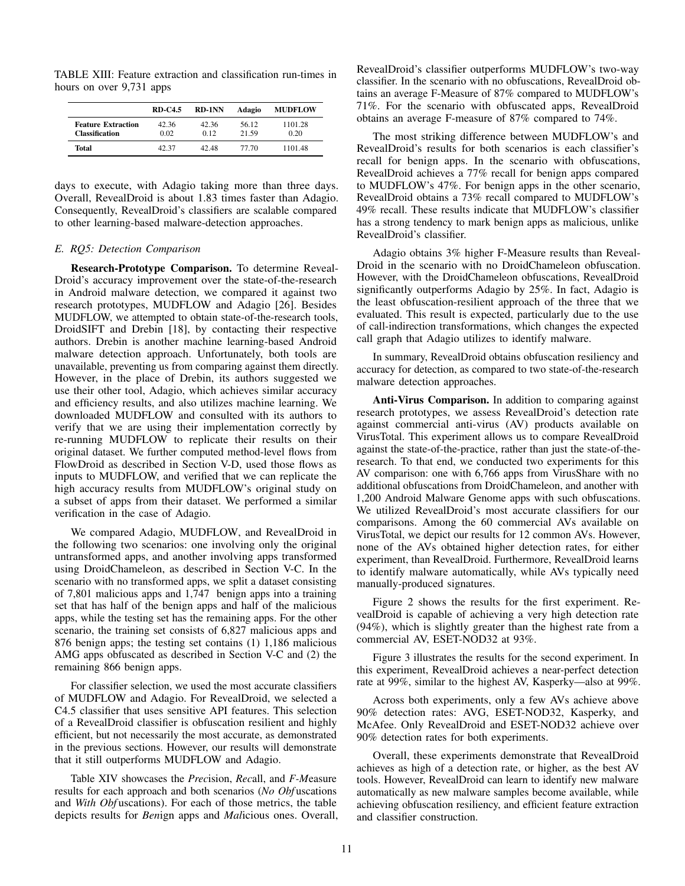TABLE XIII: Feature extraction and classification run-times in hours on over 9,731 apps

| | RD-C4.5 | RD-1NN | Adagio | MUDFLOW |
|---|---|---|---|---|
| **Feature Extraction** | 42.36 | 42.36 | 56.12 | 1101.28 |
| **Classification** | 0.02 | 0.12 | 21.59 | 0.20 |
| **Total** | 42.37 | 42.48 | 77.70 | 1101.48 |

days to execute, with Adagio taking more than three days. Overall, RevealDroid is about 1.83 times faster than Adagio. Consequently, RevealDroid's classifiers are scalable compared to other learning-based malware-detection approaches.

### *E. RQ5: Detection Comparison*

**Research-Prototype Comparison.** To determine RevealDroid's accuracy improvement over the state-of-the-research in Android malware detection, we compared it against two research prototypes, MUDFLOW and Adagio [26]. Besides MUDFLOW, we attempted to obtain state-of-the-research tools, DroidSIFT and Drebin [18], by contacting their respective authors. Drebin is another machine learning-based Android malware detection approach. Unfortunately, both tools are unavailable, preventing us from comparing against them directly. However, in the place of Drebin, its authors suggested we use their other tool, Adagio, which achieves similar accuracy and efficiency results, and also utilizes machine learning. We downloaded MUDFLOW and consulted with its authors to verify that we are using their implementation correctly by re-running MUDFLOW to replicate their results on their original dataset. We further computed method-level flows from FlowDroid as described in Section V-D, used those flows as inputs to MUDFLOW, and verified that we can replicate the high accuracy results from MUDFLOW's original study on a subset of apps from their dataset. We performed a similar verification in the case of Adagio.

We compared Adagio, MUDFLOW, and RevealDroid in the following two scenarios: one involving only the original untransformed apps, and another involving apps transformed using DroidChameleon, as described in Section V-C. In the scenario with no transformed apps, we split a dataset consisting of 7,801 malicious apps and 1,747 benign apps into a training set that has half of the benign apps and half of the malicious apps, while the testing set has the remaining apps. For the other scenario, the training set consists of 6,827 malicious apps and 876 benign apps; the testing set contains (1) 1,186 malicious AMG apps obfuscated as described in Section V-C and (2) the remaining 866 benign apps.

For classifier selection, we used the most accurate classifiers of MUDFLOW and Adagio. For RevealDroid, we selected a C4.5 classifier that uses sensitive API features. This selection of a RevealDroid classifier is obfuscation resilient and highly efficient, but not necessarily the most accurate, as demonstrated in the previous sections. However, our results will demonstrate that it still outperforms MUDFLOW and Adagio.

Table XIV showcases the *Pre*cision, *Rec*all, and *F-M*easure results for each approach and both scenarios (*No Obf*uscations and *With Obf*uscations). For each of those metrics, the table depicts results for *Ben*ign apps and *Mal*icious ones. Overall, RevealDroid's classifier outperforms MUDFLOW's two-way classifier. In the scenario with no obfuscations, RevealDroid obtains an average F-Measure of 87% compared to MUDFLOW's 71%. For the scenario with obfuscated apps, RevealDroid obtains an average F-measure of 87% compared to 74%.

The most striking difference between MUDFLOW's and RevealDroid's results for both scenarios is each classifier's recall for benign apps. In the scenario with obfuscations, RevealDroid achieves a 77% recall for benign apps compared to MUDFLOW's 47%. For benign apps in the other scenario, RevealDroid obtains a 73% recall compared to MUDFLOW's 49% recall. These results indicate that MUDFLOW's classifier has a strong tendency to mark benign apps as malicious, unlike RevealDroid's classifier.

Adagio obtains 3% higher F-Measure results than RevealDroid in the scenario with no DroidChameleon obfuscation. However, with the DroidChameleon obfuscations, RevealDroid significantly outperforms Adagio by 25%. In fact, Adagio is the least obfuscation-resilient approach of the three that we evaluated. This result is expected, particularly due to the use of call-indirection transformations, which changes the expected call graph that Adagio utilizes to identify malware.

In summary, RevealDroid obtains obfuscation resiliency and accuracy for detection, as compared to two state-of-the-research malware detection approaches.

**Anti-Virus Comparison.** In addition to comparing against research prototypes, we assess RevealDroid's detection rate against commercial anti-virus (AV) products available on VirusTotal. This experiment allows us to compare RevealDroid against the state-of-the-practice, rather than just the state-of-the-research. To that end, we conducted two experiments for this AV comparison: one with 6,766 apps from VirusShare with no additional obfuscations from DroidChameleon, and another with 1,200 Android Malware Genome apps with such obfuscations. We utilized RevealDroid's most accurate classifiers for our comparisons. Among the 60 commercial AVs available on VirusTotal, we depict our results for 12 common AVs. However, none of the AVs obtained higher detection rates, for either experiment, than RevealDroid. Furthermore, RevealDroid learns to identify malware automatically, while AVs typically need manually-produced signatures.

Figure 2 shows the results for the first experiment. RevealDroid is capable of achieving a very high detection rate (94%), which is slightly greater than the highest rate from a commercial AV, ESET-NOD32 at 93%.

Figure 3 illustrates the results for the second experiment. In this experiment, RevealDroid achieves a near-perfect detection rate at 99%, similar to the highest AV, Kasperky—also at 99%.

Across both experiments, only a few AVs achieve above 90% detection rates: AVG, ESET-NOD32, Kasperky, and McAfee. Only RevealDroid and ESET-NOD32 achieve over 90% detection rates for both experiments.

Overall, these experiments demonstrate that RevealDroid achieves as high of a detection rate, or higher, as the best AV tools. However, RevealDroid can learn to identify new malware automatically as new malware samples become available, while achieving obfuscation resiliency, and efficient feature extraction and classifier construction.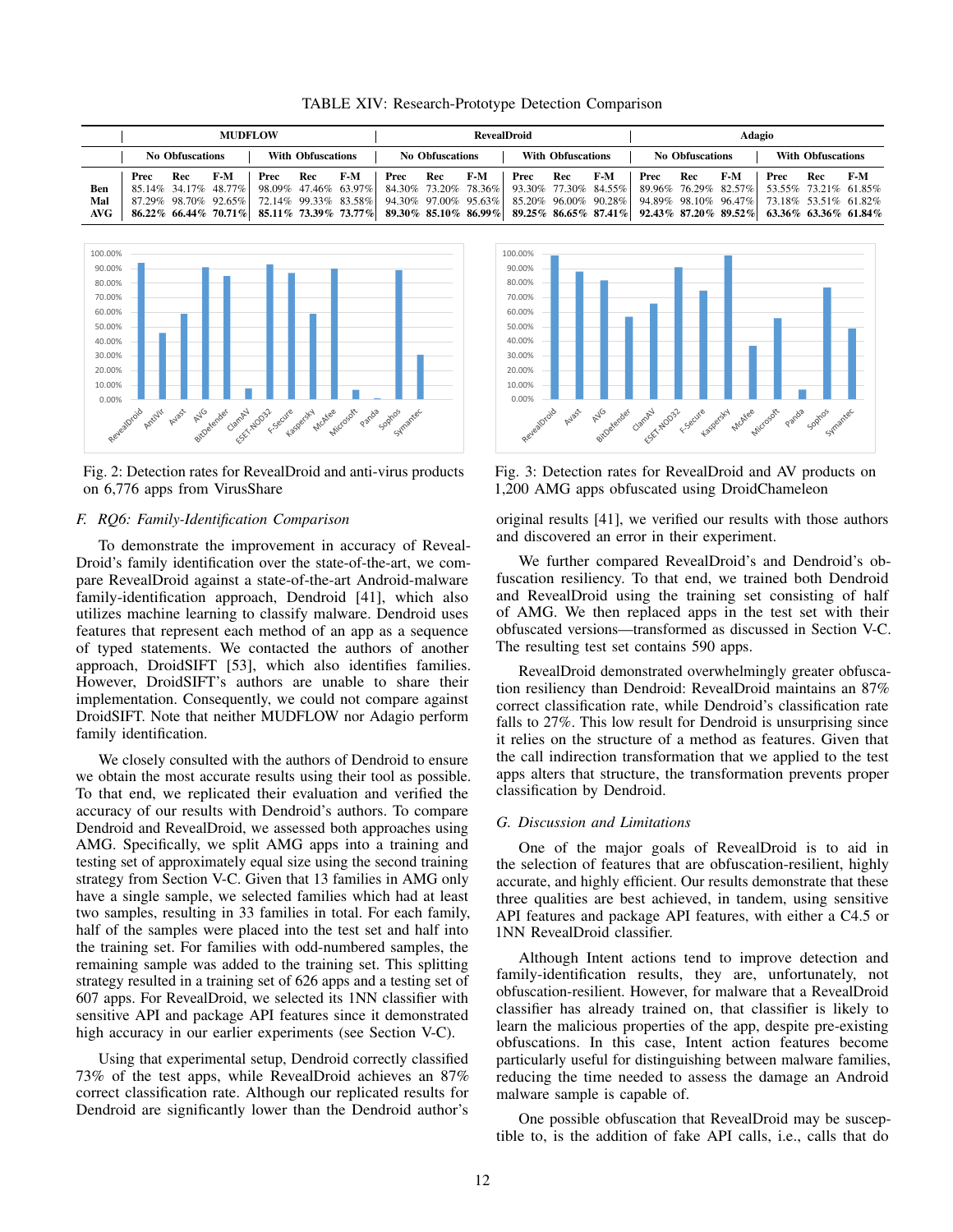TABLE XIV: Research-Prototype Detection Comparison

| | MUDFLOW | | | | | | RevealDroid | | | | | | Adagio | | | | | |
|---|---|---|---|---|---|---|---|---|---|---|---|---|---|---|---|---|---|---|
| | No Obfuscations | | | With Obfuscations | | | No Obfuscations | | | With Obfuscations | | | No Obfuscations | | | With Obfuscations | | |
| | Prec | Rec | F-M | Prec | Rec | F-M | Prec | Rec | F-M | Prec | Rec | F-M | Prec | Rec | F-M | Prec | Rec | F-M |
| **Ben** | 85.14% | 34.17% | 48.77% | 98.09% | 47.46% | 63.97% | 84.30% | 73.20% | 78.36% | 93.30% | 77.30% | 84.55% | 89.96% | 76.29% | 82.57% | 53.55% | 73.21% | 61.85% |
| **Mal** | 87.29% | 98.70% | 92.65% | 72.14% | 99.33% | 83.58% | 94.30% | 97.00% | 95.63% | 85.20% | 96.00% | 90.28% | 94.89% | 98.10% | 96.47% | 73.18% | 53.51% | 61.82% |
| **AVG** | **86.22%** | **66.44%** | **70.71%** | **85.11%** | **73.39%** | **73.77%** | **89.30%** | **85.10%** | **86.99%** | **89.25%** | **86.65%** | **87.41%** | **92.43%** | **87.20%** | **89.52%** | **63.36%** | **63.36%** | **61.84%** |

Fig. 2: Detection rates for RevealDroid and anti-virus products on 6,776 apps from VirusShare

Fig. 3: Detection rates for RevealDroid and AV products on 1,200 AMG apps obfuscated using DroidChameleon

### F. RQ6: Family-Identification Comparison

To demonstrate the improvement in accuracy of RevealDroid's family identification over the state-of-the-art, we compare RevealDroid against a state-of-the-art Android-malware family-identification approach, Dendroid [41], which also utilizes machine learning to classify malware. Dendroid uses features that represent each method of an app as a sequence of typed statements. We contacted the authors of another approach, DroidSIFT [53], which also identifies families. However, DroidSIFT's authors are unable to share their implementation. Consequently, we could not compare against DroidSIFT. Note that neither MUDFLOW nor Adagio perform family identification.

We closely consulted with the authors of Dendroid to ensure we obtain the most accurate results using their tool as possible. To that end, we replicated their evaluation and verified the accuracy of our results with Dendroid's authors. To compare Dendroid and RevealDroid, we assessed both approaches using AMG. Specifically, we split AMG apps into a training and testing set of approximately equal size using the second training strategy from Section V-C. Given that 13 families in AMG only have a single sample, we selected families which had at least two samples, resulting in 33 families in total. For each family, half of the samples were placed into the test set and half into the training set. For families with odd-numbered samples, the remaining sample was added to the training set. This splitting strategy resulted in a training set of 626 apps and a testing set of 607 apps. For RevealDroid, we selected its 1NN classifier with sensitive API and package API features since it demonstrated high accuracy in our earlier experiments (see Section V-C).

Using that experimental setup, Dendroid correctly classified 73% of the test apps, while RevealDroid achieves an 87% correct classification rate. Although our replicated results for Dendroid are significantly lower than the Dendroid author's original results [41], we verified our results with those authors and discovered an error in their experiment.

We further compared RevealDroid's and Dendroid's obfuscation resiliency. To that end, we trained both Dendroid and RevealDroid using the training set consisting of half of AMG. We then replaced apps in the test set with their obfuscated versions—transformed as discussed in Section V-C. The resulting test set contains 590 apps.

RevealDroid demonstrated overwhelmingly greater obfuscation resiliency than Dendroid: RevealDroid maintains an 87% correct classification rate, while Dendroid's classification rate falls to 27%. This low result for Dendroid is unsurprising since it relies on the structure of a method as features. Given that the call indirection transformation that we applied to the test apps alters that structure, the transformation prevents proper classification by Dendroid.

### G. Discussion and Limitations

One of the major goals of RevealDroid is to aid in the selection of features that are obfuscation-resilient, highly accurate, and highly efficient. Our results demonstrate that these three qualities are best achieved, in tandem, using sensitive API features and package API features, with either a C4.5 or 1NN RevealDroid classifier.

Although Intent actions tend to improve detection and family-identification results, they are, unfortunately, not obfuscation-resilient. However, for malware that a RevealDroid classifier has already trained on, that classifier is likely to learn the malicious properties of the app, despite pre-existing obfuscations. In this case, Intent action features become particularly useful for distinguishing between malware families, reducing the time needed to assess the damage an Android malware sample is capable of.

One possible obfuscation that RevealDroid may be susceptible to, is the addition of fake API calls, i.e., calls that do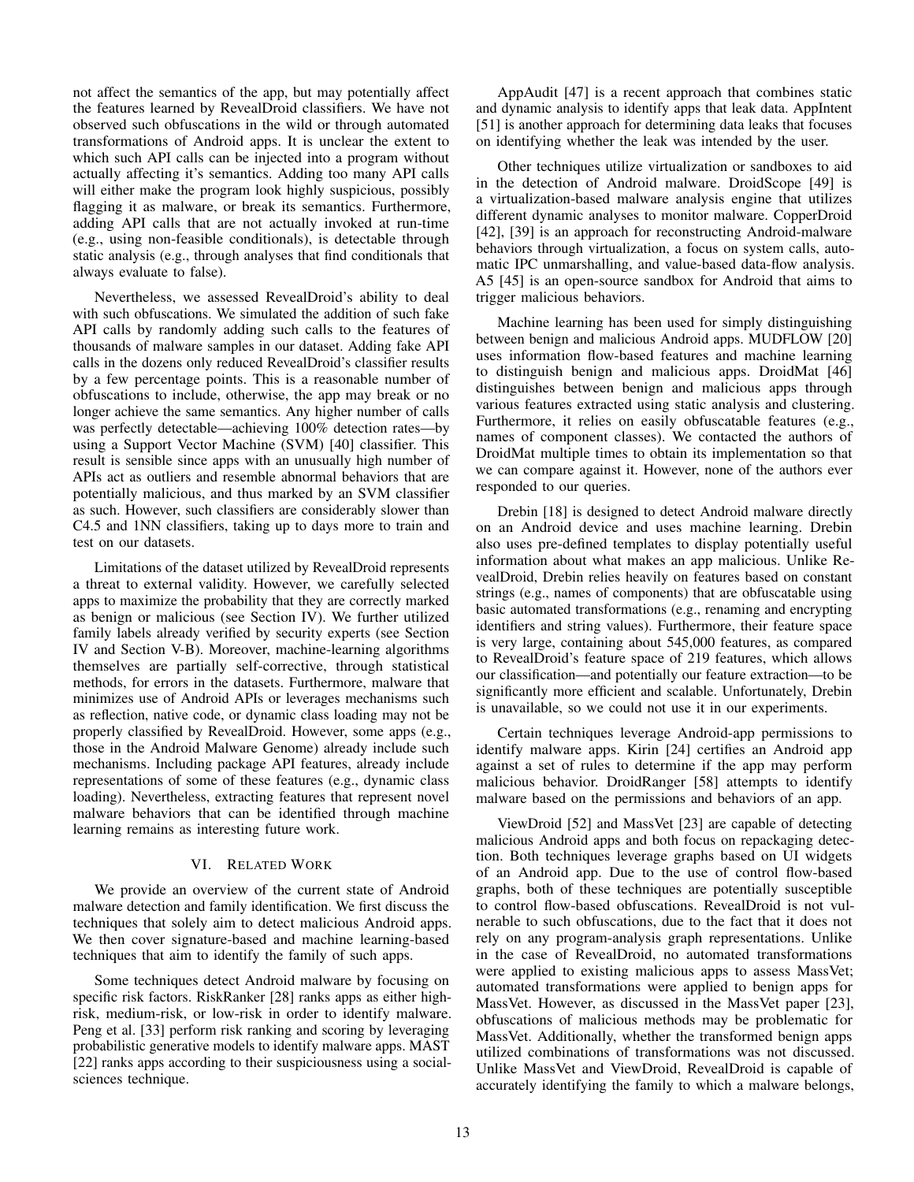not affect the semantics of the app, but may potentially affect the features learned by RevealDroid classifiers. We have not observed such obfuscations in the wild or through automated transformations of Android apps. It is unclear the extent to which such API calls can be injected into a program without actually affecting it's semantics. Adding too many API calls will either make the program look highly suspicious, possibly flagging it as malware, or break its semantics. Furthermore, adding API calls that are not actually invoked at run-time (e.g., using non-feasible conditionals), is detectable through static analysis (e.g., through analyses that find conditionals that always evaluate to false).

Nevertheless, we assessed RevealDroid's ability to deal with such obfuscations. We simulated the addition of such fake API calls by randomly adding such calls to the features of thousands of malware samples in our dataset. Adding fake API calls in the dozens only reduced RevealDroid's classifier results by a few percentage points. This is a reasonable number of obfuscations to include, otherwise, the app may break or no longer achieve the same semantics. Any higher number of calls was perfectly detectable—achieving 100% detection rates—by using a Support Vector Machine (SVM) [40] classifier. This result is sensible since apps with an unusually high number of APIs act as outliers and resemble abnormal behaviors that are potentially malicious, and thus marked by an SVM classifier as such. However, such classifiers are considerably slower than C4.5 and 1NN classifiers, taking up to days more to train and test on our datasets.

Limitations of the dataset utilized by RevealDroid represents a threat to external validity. However, we carefully selected apps to maximize the probability that they are correctly marked as benign or malicious (see Section IV). We further utilized family labels already verified by security experts (see Section IV and Section V-B). Moreover, machine-learning algorithms themselves are partially self-corrective, through statistical methods, for errors in the datasets. Furthermore, malware that minimizes use of Android APIs or leverages mechanisms such as reflection, native code, or dynamic class loading may not be properly classified by RevealDroid. However, some apps (e.g., those in the Android Malware Genome) already include such mechanisms. Including package API features, already include representations of some of these features (e.g., dynamic class loading). Nevertheless, extracting features that represent novel malware behaviors that can be identified through machine learning remains as interesting future work.

## VI. Related Work

We provide an overview of the current state of Android malware detection and family identification. We first discuss the techniques that solely aim to detect malicious Android apps. We then cover signature-based and machine learning-based techniques that aim to identify the family of such apps.

Some techniques detect Android malware by focusing on specific risk factors. RiskRanker [28] ranks apps as either high-risk, medium-risk, or low-risk in order to identify malware. Peng et al. [33] perform risk ranking and scoring by leveraging probabilistic generative models to identify malware apps. MAST [22] ranks apps according to their suspiciousness using a social-sciences technique.

AppAudit [47] is a recent approach that combines static and dynamic analysis to identify apps that leak data. AppIntent [51] is another approach for determining data leaks that focuses on identifying whether the leak was intended by the user.

Other techniques utilize virtualization or sandboxes to aid in the detection of Android malware. DroidScope [49] is a virtualization-based malware analysis engine that utilizes different dynamic analyses to monitor malware. CopperDroid [42], [39] is an approach for reconstructing Android-malware behaviors through virtualization, a focus on system calls, automatic IPC unmarshalling, and value-based data-flow analysis. A5 [45] is an open-source sandbox for Android that aims to trigger malicious behaviors.

Machine learning has been used for simply distinguishing between benign and malicious Android apps. MUDFLOW [20] uses information flow-based features and machine learning to distinguish benign and malicious apps. DroidMat [46] distinguishes between benign and malicious apps through various features extracted using static analysis and clustering. Furthermore, it relies on easily obfuscatable features (e.g., names of component classes). We contacted the authors of DroidMat multiple times to obtain its implementation so that we can compare against it. However, none of the authors ever responded to our queries.

Drebin [18] is designed to detect Android malware directly on an Android device and uses machine learning. Drebin also uses pre-defined templates to display potentially useful information about what makes an app malicious. Unlike RevealDroid, Drebin relies heavily on features based on constant strings (e.g., names of components) that are obfuscatable using basic automated transformations (e.g., renaming and encrypting identifiers and string values). Furthermore, their feature space is very large, containing about 545,000 features, as compared to RevealDroid's feature space of 219 features, which allows our classification—and potentially our feature extraction—to be significantly more efficient and scalable. Unfortunately, Drebin is unavailable, so we could not use it in our experiments.

Certain techniques leverage Android-app permissions to identify malware apps. Kirin [24] certifies an Android app against a set of rules to determine if the app may perform malicious behavior. DroidRanger [58] attempts to identify malware based on the permissions and behaviors of an app.

ViewDroid [52] and MassVet [23] are capable of detecting malicious Android apps and both focus on repackaging detection. Both techniques leverage graphs based on UI widgets of an Android app. Due to the use of control flow-based graphs, both of these techniques are potentially susceptible to control flow-based obfuscations. RevealDroid is not vulnerable to such obfuscations, due to the fact that it does not rely on any program-analysis graph representations. Unlike in the case of RevealDroid, no automated transformations were applied to existing malicious apps to assess MassVet; automated transformations were applied to benign apps for MassVet. However, as discussed in the MassVet paper [23], obfuscations of malicious methods may be problematic for MassVet. Additionally, whether the transformed benign apps utilized combinations of transformations was not discussed. Unlike MassVet and ViewDroid, RevealDroid is capable of accurately identifying the family to which a malware belongs,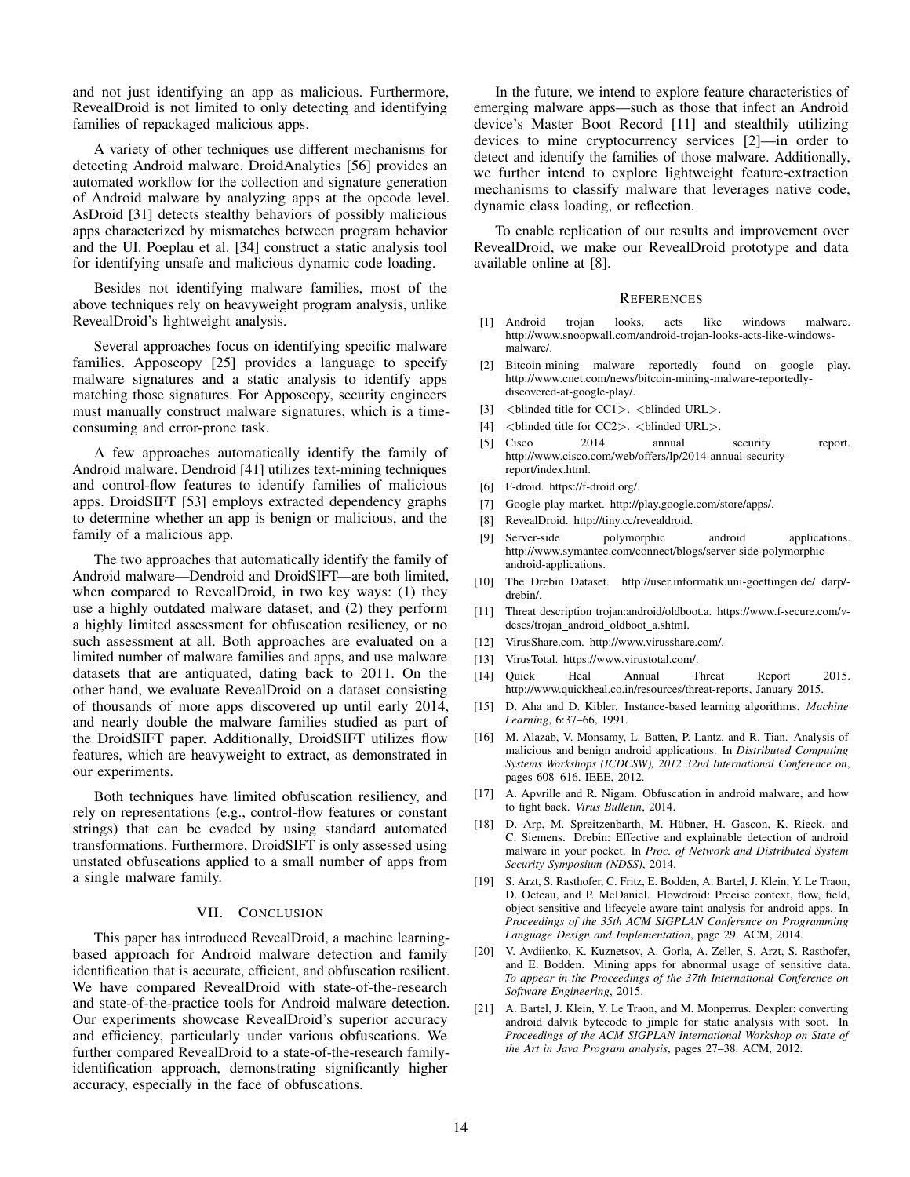and not just identifying an app as malicious. Furthermore, RevealDroid is not limited to only detecting and identifying families of repackaged malicious apps.

A variety of other techniques use different mechanisms for detecting Android malware. DroidAnalytics [56] provides an automated workflow for the collection and signature generation of Android malware by analyzing apps at the opcode level. AsDroid [31] detects stealthy behaviors of possibly malicious apps characterized by mismatches between program behavior and the UI. Poeplau et al. [34] construct a static analysis tool for identifying unsafe and malicious dynamic code loading.

Besides not identifying malware families, most of the above techniques rely on heavyweight program analysis, unlike RevealDroid's lightweight analysis.

Several approaches focus on identifying specific malware families. Apposcopy [25] provides a language to specify malware signatures and a static analysis to identify apps matching those signatures. For Apposcopy, security engineers must manually construct malware signatures, which is a time-consuming and error-prone task.

A few approaches automatically identify the family of Android malware. Dendroid [41] utilizes text-mining techniques and control-flow features to identify families of malicious apps. DroidSIFT [53] employs extracted dependency graphs to determine whether an app is benign or malicious, and the family of a malicious app.

The two approaches that automatically identify the family of Android malware—Dendroid and DroidSIFT—are both limited, when compared to RevealDroid, in two key ways: (1) they use a highly outdated malware dataset; and (2) they perform a highly limited assessment for obfuscation resiliency, or no such assessment at all. Both approaches are evaluated on a limited number of malware families and apps, and use malware datasets that are antiquated, dating back to 2011. On the other hand, we evaluate RevealDroid on a dataset consisting of thousands of more apps discovered up until early 2014, and nearly double the malware families studied as part of the DroidSIFT paper. Additionally, DroidSIFT utilizes flow features, which are heavyweight to extract, as demonstrated in our experiments.

Both techniques have limited obfuscation resiliency, and rely on representations (e.g., control-flow features or constant strings) that can be evaded by using standard automated transformations. Furthermore, DroidSIFT is only assessed using unstated obfuscations applied to a small number of apps from a single malware family.

## VII. Conclusion

This paper has introduced RevealDroid, a machine learning-based approach for Android malware detection and family identification that is accurate, efficient, and obfuscation resilient. We have compared RevealDroid with state-of-the-research and state-of-the-practice tools for Android malware detection. Our experiments showcase RevealDroid's superior accuracy and efficiency, particularly under various obfuscations. We further compared RevealDroid to a state-of-the-research family-identification approach, demonstrating significantly higher accuracy, especially in the face of obfuscations.

In the future, we intend to explore feature characteristics of emerging malware apps—such as those that infect an Android device's Master Boot Record [11] and stealthily utilizing devices to mine cryptocurrency services [2]—in order to detect and identify the families of those malware. Additionally, we further intend to explore lightweight feature-extraction mechanisms to classify malware that leverages native code, dynamic class loading, or reflection.

To enable replication of our results and improvement over RevealDroid, we make our RevealDroid prototype and data available online at [8].

## References

[1] Android trojan looks, acts like windows malware. http://www.snoopwall.com/android-trojan-looks-acts-like-windows-malware/.

[2] Bitcoin-mining malware reportedly found on google play. http://www.cnet.com/news/bitcoin-mining-malware-reportedly-discovered-at-google-play/.

[3] <blinded title for CC1>. <blinded URL>.

[4] <blinded title for CC2>. <blinded URL>.

[5] Cisco 2014 annual security report. http://www.cisco.com/web/offers/lp/2014-annual-security-report/index.html.

[6] F-droid. https://f-droid.org/.

[7] Google play market. http://play.google.com/store/apps/.

[8] RevealDroid. http://tiny.cc/revealdroid.

[9] Server-side polymorphic android applications. http://www.symantec.com/connect/blogs/server-side-polymorphic-android-applications.

[10] The Drebin Dataset. http://user.informatik.uni-goettingen.de/ darp/-drebin/.

[11] Threat description trojan:android/oldboot.a. https://www.f-secure.com/v-descs/trojan_android_oldboot_a.shtml.

[12] VirusShare.com. http://www.virusshare.com/.

[13] VirusTotal. https://www.virustotal.com/.

[14] Quick Heal Annual Threat Report 2015. http://www.quickheal.co.in/resources/threat-reports, January 2015.

[15] D. Aha and D. Kibler. Instance-based learning algorithms. *Machine Learning*, 6:37–66, 1991.

[16] M. Alazab, V. Monsamy, L. Batten, P. Lantz, and R. Tian. Analysis of malicious and benign android applications. In *Distributed Computing Systems Workshops (ICDCSW), 2012 32nd International Conference on*, pages 608–616. IEEE, 2012.

[17] A. Apvrille and R. Nigam. Obfuscation in android malware, and how to fight back. *Virus Bulletin*, 2014.

[18] D. Arp, M. Spreitzenbarth, M. Hübner, H. Gascon, K. Rieck, and C. Siemens. Drebin: Effective and explainable detection of android malware in your pocket. In *Proc. of Network and Distributed System Security Symposium (NDSS)*, 2014.

[19] S. Arzt, S. Rasthofer, C. Fritz, E. Bodden, A. Bartel, J. Klein, Y. Le Traon, D. Octeau, and P. McDaniel. Flowdroid: Precise context, flow, field, object-sensitive and lifecycle-aware taint analysis for android apps. In *Proceedings of the 35th ACM SIGPLAN Conference on Programming Language Design and Implementation*, page 29. ACM, 2014.

[20] V. Avdiienko, K. Kuznetsov, A. Gorla, A. Zeller, S. Arzt, S. Rasthofer, and E. Bodden. Mining apps for abnormal usage of sensitive data. *To appear in the Proceedings of the 37th International Conference on Software Engineering*, 2015.

[21] A. Bartel, J. Klein, Y. Le Traon, and M. Monperrus. Dexpler: converting android dalvik bytecode to jimple for static analysis with soot. In *Proceedings of the ACM SIGPLAN International Workshop on State of the Art in Java Program analysis*, pages 27–38. ACM, 2012.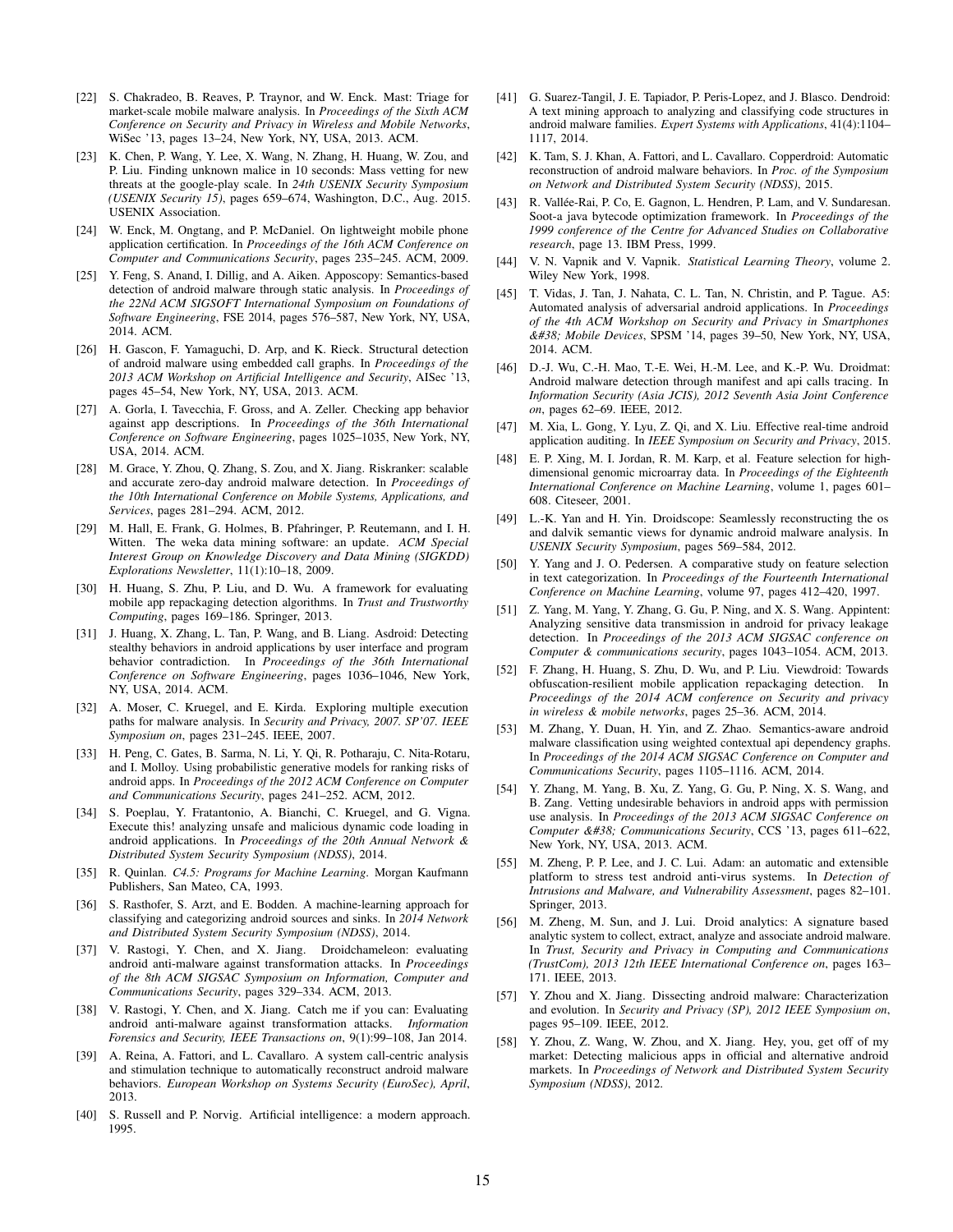[22] S. Chakradeo, B. Reaves, P. Traynor, and W. Enck. Mast: Triage for market-scale mobile malware analysis. In *Proceedings of the Sixth ACM Conference on Security and Privacy in Wireless and Mobile Networks*, WiSec '13, pages 13–24, New York, NY, USA, 2013. ACM.

[23] K. Chen, P. Wang, Y. Lee, X. Wang, N. Zhang, H. Huang, W. Zou, and P. Liu. Finding unknown malice in 10 seconds: Mass vetting for new threats at the google-play scale. In *24th USENIX Security Symposium (USENIX Security 15)*, pages 659–674, Washington, D.C., Aug. 2015. USENIX Association.

[24] W. Enck, M. Ongtang, and P. McDaniel. On lightweight mobile phone application certification. In *Proceedings of the 16th ACM Conference on Computer and Communications Security*, pages 235–245. ACM, 2009.

[25] Y. Feng, S. Anand, I. Dillig, and A. Aiken. Apposcopy: Semantics-based detection of android malware through static analysis. In *Proceedings of the 22Nd ACM SIGSOFT International Symposium on Foundations of Software Engineering*, FSE 2014, pages 576–587, New York, NY, USA, 2014. ACM.

[26] H. Gascon, F. Yamaguchi, D. Arp, and K. Rieck. Structural detection of android malware using embedded call graphs. In *Proceedings of the 2013 ACM Workshop on Artificial Intelligence and Security*, AISec '13, pages 45–54, New York, NY, USA, 2013. ACM.

[27] A. Gorla, I. Tavecchia, F. Gross, and A. Zeller. Checking app behavior against app descriptions. In *Proceedings of the 36th International Conference on Software Engineering*, pages 1025–1035, New York, NY, USA, 2014. ACM.

[28] M. Grace, Y. Zhou, Q. Zhang, S. Zou, and X. Jiang. Riskranker: scalable and accurate zero-day android malware detection. In *Proceedings of the 10th International Conference on Mobile Systems, Applications, and Services*, pages 281–294. ACM, 2012.

[29] M. Hall, E. Frank, G. Holmes, B. Pfahringer, P. Reutemann, and I. H. Witten. The weka data mining software: an update. *ACM Special Interest Group on Knowledge Discovery and Data Mining (SIGKDD) Explorations Newsletter*, 11(1):10–18, 2009.

[30] H. Huang, S. Zhu, P. Liu, and D. Wu. A framework for evaluating mobile app repackaging detection algorithms. In *Trust and Trustworthy Computing*, pages 169–186. Springer, 2013.

[31] J. Huang, X. Zhang, L. Tan, P. Wang, and B. Liang. Asdroid: Detecting stealthy behaviors in android applications by user interface and program behavior contradiction. In *Proceedings of the 36th International Conference on Software Engineering*, pages 1036–1046, New York, NY, USA, 2014. ACM.

[32] A. Moser, C. Kruegel, and E. Kirda. Exploring multiple execution paths for malware analysis. In *Security and Privacy, 2007. SP'07. IEEE Symposium on*, pages 231–245. IEEE, 2007.

[33] H. Peng, C. Gates, B. Sarma, N. Li, Y. Qi, R. Potharaju, C. Nita-Rotaru, and I. Molloy. Using probabilistic generative models for ranking risks of android apps. In *Proceedings of the 2012 ACM Conference on Computer and Communications Security*, pages 241–252. ACM, 2012.

[34] S. Poeplau, Y. Fratantonio, A. Bianchi, C. Kruegel, and G. Vigna. Execute this! analyzing unsafe and malicious dynamic code loading in android applications. In *Proceedings of the 20th Annual Network & Distributed System Security Symposium (NDSS)*, 2014.

[35] R. Quinlan. *C4.5: Programs for Machine Learning*. Morgan Kaufmann Publishers, San Mateo, CA, 1993.

[36] S. Rasthofer, S. Arzt, and E. Bodden. A machine-learning approach for classifying and categorizing android sources and sinks. In *2014 Network and Distributed System Security Symposium (NDSS)*, 2014.

[37] V. Rastogi, Y. Chen, and X. Jiang. Droidchameleon: evaluating android anti-malware against transformation attacks. In *Proceedings of the 8th ACM SIGSAC Symposium on Information, Computer and Communications Security*, pages 329–334. ACM, 2013.

[38] V. Rastogi, Y. Chen, and X. Jiang. Catch me if you can: Evaluating android anti-malware against transformation attacks. *Information Forensics and Security, IEEE Transactions on*, 9(1):99–108, Jan 2014.

[39] A. Reina, A. Fattori, and L. Cavallaro. A system call-centric analysis and stimulation technique to automatically reconstruct android malware behaviors. *European Workshop on Systems Security (EuroSec), April*, 2013.

[40] S. Russell and P. Norvig. Artificial intelligence: a modern approach. 1995.

[41] G. Suarez-Tangil, J. E. Tapiador, P. Peris-Lopez, and J. Blasco. Dendroid: A text mining approach to analyzing and classifying code structures in android malware families. *Expert Systems with Applications*, 41(4):1104–1117, 2014.

[42] K. Tam, S. J. Khan, A. Fattori, and L. Cavallaro. Copperdroid: Automatic reconstruction of android malware behaviors. In *Proc. of the Symposium on Network and Distributed System Security (NDSS)*, 2015.

[43] R. Vallée-Rai, P. Co, E. Gagnon, L. Hendren, P. Lam, and V. Sundaresan. Soot-a java bytecode optimization framework. In *Proceedings of the 1999 conference of the Centre for Advanced Studies on Collaborative research*, page 13. IBM Press, 1999.

[44] V. N. Vapnik and V. Vapnik. *Statistical Learning Theory*, volume 2. Wiley New York, 1998.

[45] T. Vidas, J. Tan, J. Nahata, C. L. Tan, N. Christin, and P. Tague. A5: Automated analysis of adversarial android applications. In *Proceedings of the 4th ACM Workshop on Security and Privacy in Smartphones &#38; Mobile Devices*, SPSM '14, pages 39–50, New York, NY, USA, 2014. ACM.

[46] D.-J. Wu, C.-H. Mao, T.-E. Wei, H.-M. Lee, and K.-P. Wu. Droidmat: Android malware detection through manifest and api calls tracing. In *Information Security (Asia JCIS), 2012 Seventh Asia Joint Conference on*, pages 62–69. IEEE, 2012.

[47] M. Xia, L. Gong, Y. Lyu, Z. Qi, and X. Liu. Effective real-time android application auditing. In *IEEE Symposium on Security and Privacy*, 2015.

[48] E. P. Xing, M. I. Jordan, R. M. Karp, et al. Feature selection for high-dimensional genomic microarray data. In *Proceedings of the Eighteenth International Conference on Machine Learning*, volume 1, pages 601–608. Citeseer, 2001.

[49] L.-K. Yan and H. Yin. Droidscope: Seamlessly reconstructing the os and dalvik semantic views for dynamic android malware analysis. In *USENIX Security Symposium*, pages 569–584, 2012.

[50] Y. Yang and J. O. Pedersen. A comparative study on feature selection in text categorization. In *Proceedings of the Fourteenth International Conference on Machine Learning*, volume 97, pages 412–420, 1997.

[51] Z. Yang, M. Yang, Y. Zhang, G. Gu, P. Ning, and X. S. Wang. Appintent: Analyzing sensitive data transmission in android for privacy leakage detection. In *Proceedings of the 2013 ACM SIGSAC conference on Computer & communications security*, pages 1043–1054. ACM, 2013.

[52] F. Zhang, H. Huang, S. Zhu, D. Wu, and P. Liu. Viewdroid: Towards obfuscation-resilient mobile application repackaging detection. In *Proceedings of the 2014 ACM conference on Security and privacy in wireless & mobile networks*, pages 25–36. ACM, 2014.

[53] M. Zhang, Y. Duan, H. Yin, and Z. Zhao. Semantics-aware android malware classification using weighted contextual api dependency graphs. In *Proceedings of the 2014 ACM SIGSAC Conference on Computer and Communications Security*, pages 1105–1116. ACM, 2014.

[54] Y. Zhang, M. Yang, B. Xu, Z. Yang, G. Gu, P. Ning, X. S. Wang, and B. Zang. Vetting undesirable behaviors in android apps with permission use analysis. In *Proceedings of the 2013 ACM SIGSAC Conference on Computer &#38; Communications Security*, CCS '13, pages 611–622, New York, NY, USA, 2013. ACM.

[55] M. Zheng, P. P. Lee, and J. C. Lui. Adam: an automatic and extensible platform to stress test android anti-virus systems. In *Detection of Intrusions and Malware, and Vulnerability Assessment*, pages 82–101. Springer, 2013.

[56] M. Zheng, M. Sun, and J. Lui. Droid analytics: A signature based analytic system to collect, extract, analyze and associate android malware. In *Trust, Security and Privacy in Computing and Communications (TrustCom), 2013 12th IEEE International Conference on*, pages 163–171. IEEE, 2013.

[57] Y. Zhou and X. Jiang. Dissecting android malware: Characterization and evolution. In *Security and Privacy (SP), 2012 IEEE Symposium on*, pages 95–109. IEEE, 2012.

[58] Y. Zhou, Z. Wang, W. Zhou, and X. Jiang. Hey, you, get off of my market: Detecting malicious apps in official and alternative android markets. In *Proceedings of Network and Distributed System Security Symposium (NDSS)*, 2012.